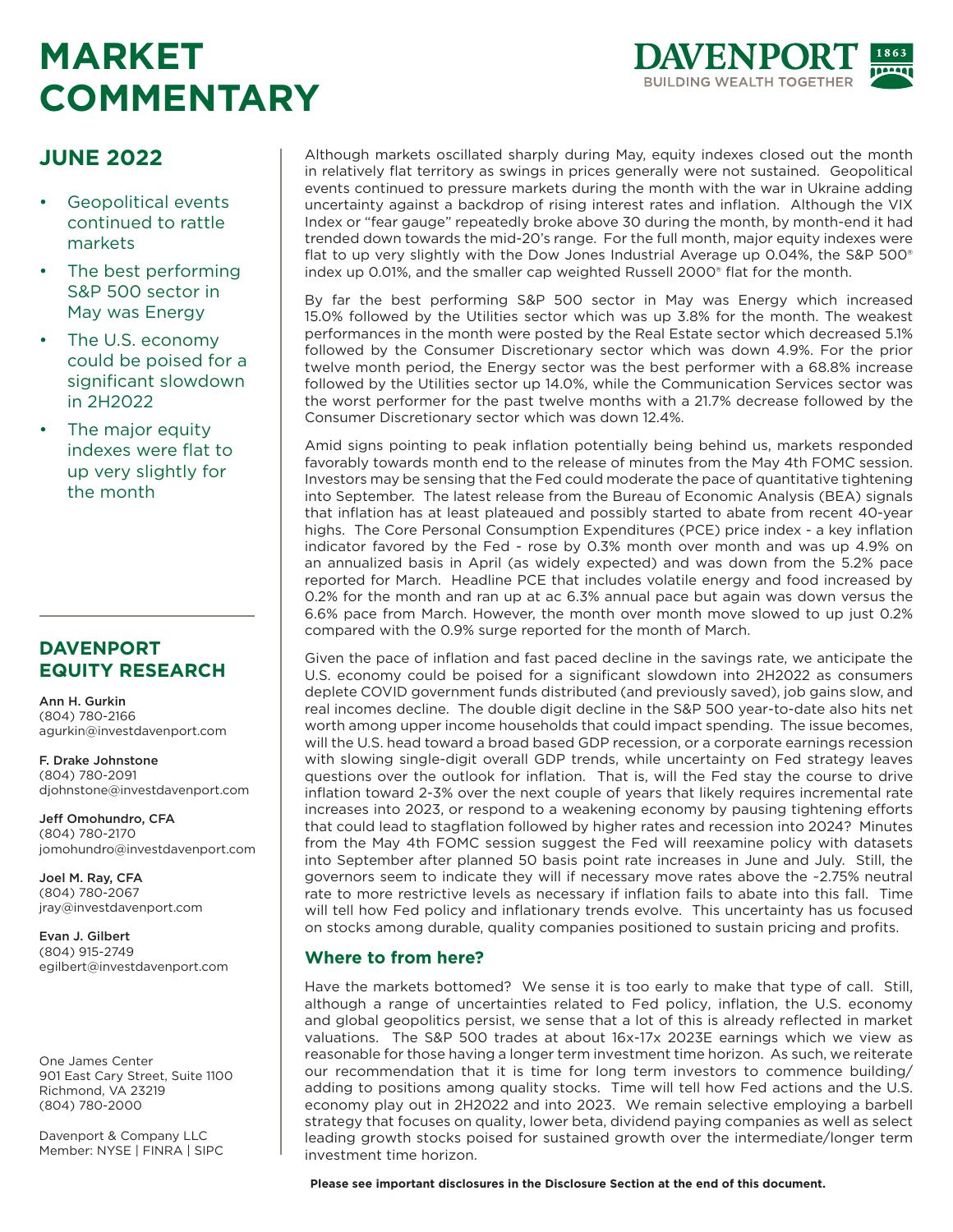# MARKET COMMENTARY

DAVENPORT 1863
BUILDING WEALTH TOGETHER

## JUNE 2022

- Geopolitical events continued to rattle markets
- The best performing S&P 500 sector in May was Energy
- The U.S. economy could be poised for a significant slowdown in 2H2022
- The major equity indexes were flat to up very slightly for the month

Although markets oscillated sharply during May, equity indexes closed out the month in relatively flat territory as swings in prices generally were not sustained. Geopolitical events continued to pressure markets during the month with the war in Ukraine adding uncertainty against a backdrop of rising interest rates and inflation. Although the VIX Index or "fear gauge" repeatedly broke above 30 during the month, by month-end it had trended down towards the mid-20's range. For the full month, major equity indexes were flat to up very slightly with the Dow Jones Industrial Average up 0.04%, the S&P 500® index up 0.01%, and the smaller cap weighted Russell 2000® flat for the month.

By far the best performing S&P 500 sector in May was Energy which increased 15.0% followed by the Utilities sector which was up 3.8% for the month. The weakest performances in the month were posted by the Real Estate sector which decreased 5.1% followed by the Consumer Discretionary sector which was down 4.9%. For the prior twelve month period, the Energy sector was the best performer with a 68.8% increase followed by the Utilities sector up 14.0%, while the Communication Services sector was the worst performer for the past twelve months with a 21.7% decrease followed by the Consumer Discretionary sector which was down 12.4%.

Amid signs pointing to peak inflation potentially being behind us, markets responded favorably towards month end to the release of minutes from the May 4th FOMC session. Investors may be sensing that the Fed could moderate the pace of quantitative tightening into September. The latest release from the Bureau of Economic Analysis (BEA) signals that inflation has at least plateaued and possibly started to abate from recent 40-year highs. The Core Personal Consumption Expenditures (PCE) price index - a key inflation indicator favored by the Fed - rose by 0.3% month over month and was up 4.9% on an annualized basis in April (as widely expected) and was down from the 5.2% pace reported for March. Headline PCE that includes volatile energy and food increased by 0.2% for the month and ran up at ac 6.3% annual pace but again was down versus the 6.6% pace from March. However, the month over month move slowed to up just 0.2% compared with the 0.9% surge reported for the month of March.

Given the pace of inflation and fast paced decline in the savings rate, we anticipate the U.S. economy could be poised for a significant slowdown into 2H2022 as consumers deplete COVID government funds distributed (and previously saved), job gains slow, and real incomes decline. The double digit decline in the S&P 500 year-to-date also hits net worth among upper income households that could impact spending. The issue becomes, will the U.S. head toward a broad based GDP recession, or a corporate earnings recession with slowing single-digit overall GDP trends, while uncertainty on Fed strategy leaves questions over the outlook for inflation. That is, will the Fed stay the course to drive inflation toward 2-3% over the next couple of years that likely requires incremental rate increases into 2023, or respond to a weakening economy by pausing tightening efforts that could lead to stagflation followed by higher rates and recession into 2024? Minutes from the May 4th FOMC session suggest the Fed will reexamine policy with datasets into September after planned 50 basis point rate increases in June and July. Still, the governors seem to indicate they will if necessary move rates above the ~2.75% neutral rate to more restrictive levels as necessary if inflation fails to abate into this fall. Time will tell how Fed policy and inflationary trends evolve. This uncertainty has us focused on stocks among durable, quality companies positioned to sustain pricing and profits.

### Where to from here?

Have the markets bottomed? We sense it is too early to make that type of call. Still, although a range of uncertainties related to Fed policy, inflation, the U.S. economy and global geopolitics persist, we sense that a lot of this is already reflected in market valuations. The S&P 500 trades at about 16x-17x 2023E earnings which we view as reasonable for those having a longer term investment time horizon. As such, we reiterate our recommendation that it is time for long term investors to commence building/adding to positions among quality stocks. Time will tell how Fed actions and the U.S. economy play out in 2H2022 and into 2023. We remain selective employing a barbell strategy that focuses on quality, lower beta, dividend paying companies as well as select leading growth stocks poised for sustained growth over the intermediate/longer term investment time horizon.

## DAVENPORT EQUITY RESEARCH

**Ann H. Gurkin**
(804) 780-2166
agurkin@investdavenport.com

**F. Drake Johnstone**
(804) 780-2091
djohnstone@investdavenport.com

**Jeff Omohundro, CFA**
(804) 780-2170
jomohundro@investdavenport.com

**Joel M. Ray, CFA**
(804) 780-2067
jray@investdavenport.com

**Evan J. Gilbert**
(804) 915-2749
egilbert@investdavenport.com

One James Center
901 East Cary Street, Suite 1100
Richmond, VA 23219
(804) 780-2000

Davenport & Company LLC
Member: NYSE | FINRA | SIPC

**Please see important disclosures in the Disclosure Section at the end of this document.**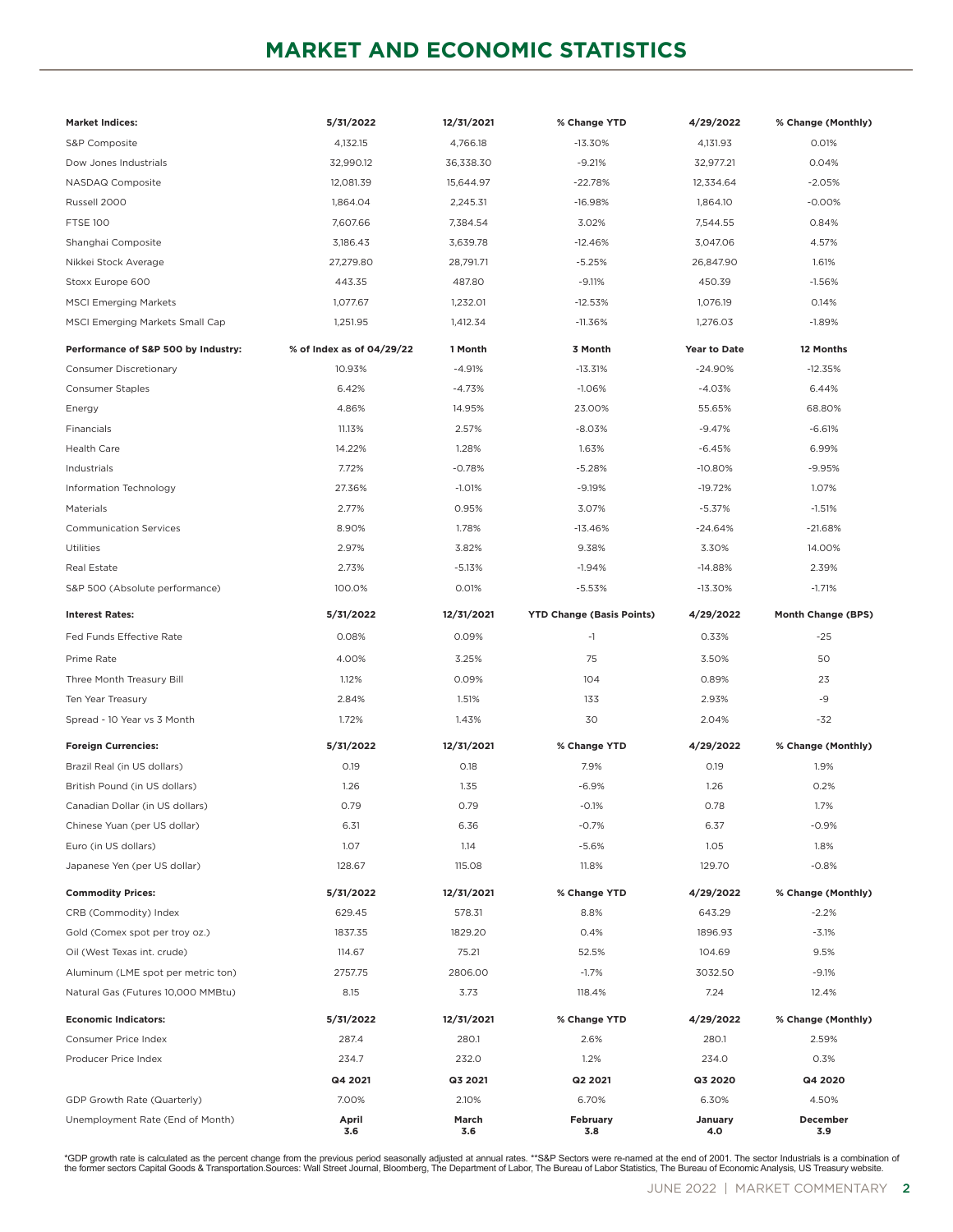# MARKET AND ECONOMIC STATISTICS

| **Market Indices:** | **5/31/2022** | **12/31/2021** | **% Change YTD** | **4/29/2022** | **% Change (Monthly)** |
|---|---|---|---|---|---|
| S&P Composite | 4,132.15 | 4,766.18 | -13.30% | 4,131.93 | 0.01% |
| Dow Jones Industrials | 32,990.12 | 36,338.30 | -9.21% | 32,977.21 | 0.04% |
| NASDAQ Composite | 12,081.39 | 15,644.97 | -22.78% | 12,334.64 | -2.05% |
| Russell 2000 | 1,864.04 | 2,245.31 | -16.98% | 1,864.10 | -0.00% |
| FTSE 100 | 7,607.66 | 7,384.54 | 3.02% | 7,544.55 | 0.84% |
| Shanghai Composite | 3,186.43 | 3,639.78 | -12.46% | 3,047.06 | 4.57% |
| Nikkei Stock Average | 27,279.80 | 28,791.71 | -5.25% | 26,847.90 | 1.61% |
| Stoxx Europe 600 | 443.35 | 487.80 | -9.11% | 450.39 | -1.56% |
| MSCI Emerging Markets | 1,077.67 | 1,232.01 | -12.53% | 1,076.19 | 0.14% |
| MSCI Emerging Markets Small Cap | 1,251.95 | 1,412.34 | -11.36% | 1,276.03 | -1.89% |
| **Performance of S&P 500 by Industry:** | **% of Index as of 04/29/22** | **1 Month** | **3 Month** | **Year to Date** | **12 Months** |
| Consumer Discretionary | 10.93% | -4.91% | -13.31% | -24.90% | -12.35% |
| Consumer Staples | 6.42% | -4.73% | -1.06% | -4.03% | 6.44% |
| Energy | 4.86% | 14.95% | 23.00% | 55.65% | 68.80% |
| Financials | 11.13% | 2.57% | -8.03% | -9.47% | -6.61% |
| Health Care | 14.22% | 1.28% | 1.63% | -6.45% | 6.99% |
| Industrials | 7.72% | -0.78% | -5.28% | -10.80% | -9.95% |
| Information Technology | 27.36% | -1.01% | -9.19% | -19.72% | 1.07% |
| Materials | 2.77% | 0.95% | 3.07% | -5.37% | -1.51% |
| Communication Services | 8.90% | 1.78% | -13.46% | -24.64% | -21.68% |
| Utilities | 2.97% | 3.82% | 9.38% | 3.30% | 14.00% |
| Real Estate | 2.73% | -5.13% | -1.94% | -14.88% | 2.39% |
| S&P 500 (Absolute performance) | 100.0% | 0.01% | -5.53% | -13.30% | -1.71% |
| **Interest Rates:** | **5/31/2022** | **12/31/2021** | **YTD Change (Basis Points)** | **4/29/2022** | **Month Change (BPS)** |
| Fed Funds Effective Rate | 0.08% | 0.09% | -1 | 0.33% | -25 |
| Prime Rate | 4.00% | 3.25% | 75 | 3.50% | 50 |
| Three Month Treasury Bill | 1.12% | 0.09% | 104 | 0.89% | 23 |
| Ten Year Treasury | 2.84% | 1.51% | 133 | 2.93% | -9 |
| Spread - 10 Year vs 3 Month | 1.72% | 1.43% | 30 | 2.04% | -32 |
| **Foreign Currencies:** | **5/31/2022** | **12/31/2021** | **% Change YTD** | **4/29/2022** | **% Change (Monthly)** |
| Brazil Real (in US dollars) | 0.19 | 0.18 | 7.9% | 0.19 | 1.9% |
| British Pound (in US dollars) | 1.26 | 1.35 | -6.9% | 1.26 | 0.2% |
| Canadian Dollar (in US dollars) | 0.79 | 0.79 | -0.1% | 0.78 | 1.7% |
| Chinese Yuan (per US dollar) | 6.31 | 6.36 | -0.7% | 6.37 | -0.9% |
| Euro (in US dollars) | 1.07 | 1.14 | -5.6% | 1.05 | 1.8% |
| Japanese Yen (per US dollar) | 128.67 | 115.08 | 11.8% | 129.70 | -0.8% |
| **Commodity Prices:** | **5/31/2022** | **12/31/2021** | **% Change YTD** | **4/29/2022** | **% Change (Monthly)** |
| CRB (Commodity) Index | 629.45 | 578.31 | 8.8% | 643.29 | -2.2% |
| Gold (Comex spot per troy oz.) | 1837.35 | 1829.20 | 0.4% | 1896.93 | -3.1% |
| Oil (West Texas int. crude) | 114.67 | 75.21 | 52.5% | 104.69 | 9.5% |
| Aluminum (LME spot per metric ton) | 2757.75 | 2806.00 | -1.7% | 3032.50 | -9.1% |
| Natural Gas (Futures 10,000 MMBtu) | 8.15 | 3.73 | 118.4% | 7.24 | 12.4% |
| **Economic Indicators:** | **5/31/2022** | **12/31/2021** | **% Change YTD** | **4/29/2022** | **% Change (Monthly)** |
| Consumer Price Index | 287.4 | 280.1 | 2.6% | 280.1 | 2.59% |
| Producer Price Index | 234.7 | 232.0 | 1.2% | 234.0 | 0.3% |
| | **Q4 2021** | **Q3 2021** | **Q2 2021** | **Q3 2020** | **Q4 2020** |
| GDP Growth Rate (Quarterly) | 7.00% | 2.10% | 6.70% | 6.30% | 4.50% |
| Unemployment Rate (End of Month) | **April** 3.6 | **March** 3.6 | **February** 3.8 | **January** 4.0 | **December** 3.9 |

*GDP growth rate is calculated as the percent change from the previous period seasonally adjusted at annual rates. **S&P Sectors were re-named at the end of 2001. The sector Industrials is a combination of the former sectors Capital Goods & Transportation.Sources: Wall Street Journal, Bloomberg, The Department of Labor, The Bureau of Labor Statistics, The Bureau of Economic Analysis, US Treasury website.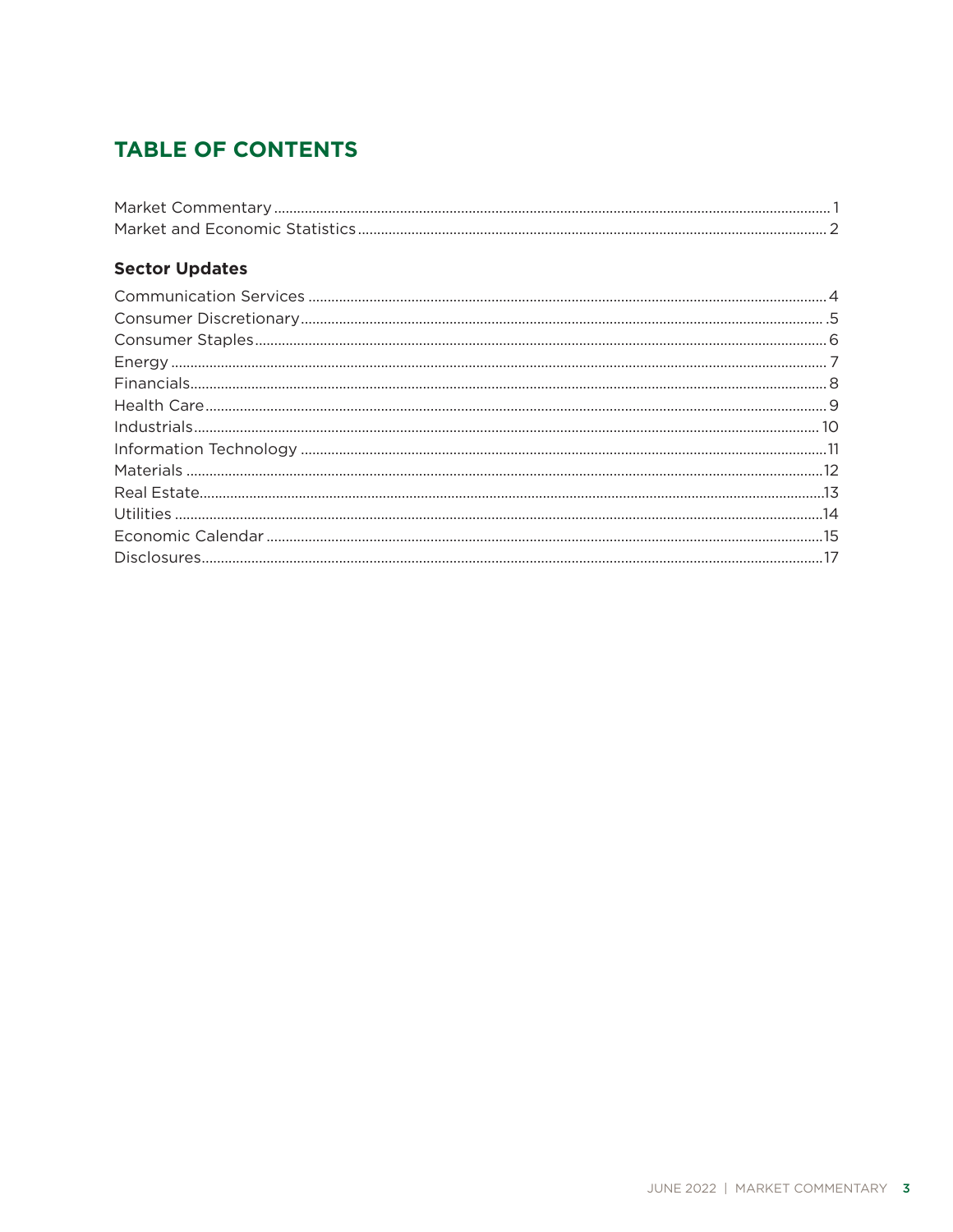# TABLE OF CONTENTS

Market Commentary ... 1
Market and Economic Statistics ... 2

## Sector Updates

Communication Services ... 4
Consumer Discretionary ... 5
Consumer Staples ... 6
Energy ... 7
Financials ... 8
Health Care ... 9
Industrials ... 10
Information Technology ... 11
Materials ... 12
Real Estate ... 13
Utilities ... 14
Economic Calendar ... 15
Disclosures ... 17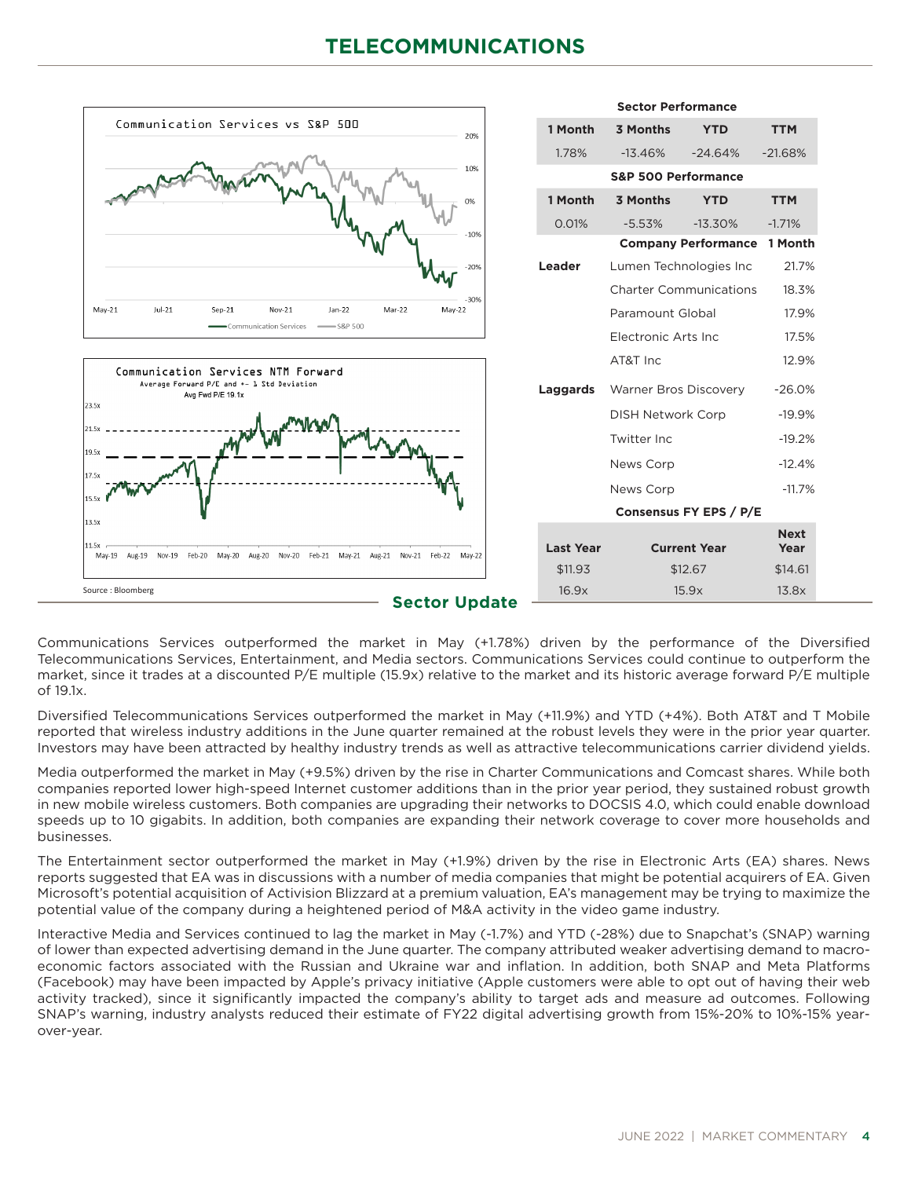# TELECOMMUNICATIONS

Communication Services vs S&P 500

Communication Services NTM Forward
Average Forward P/E and +- 1 Std Deviation
Avg Fwd P/E 19.1x

Source : Bloomberg

| Sector Performance | | | |
|---|---|---|---|
| **1 Month** | **3 Months** | **YTD** | **TTM** |
| 1.78% | -13.46% | -24.64% | -21.68% |

| S&P 500 Performance | | | |
|---|---|---|---|
| **1 Month** | **3 Months** | **YTD** | **TTM** |
| 0.01% | -5.53% | -13.30% | -1.71% |

| | Company Performance | 1 Month |
|---|---|---|
| **Leader** | Lumen Technologies Inc | 21.7% |
| | Charter Communications | 18.3% |
| | Paramount Global | 17.9% |
| | Electronic Arts Inc | 17.5% |
| | AT&T Inc | 12.9% |
| **Laggards** | Warner Bros Discovery | -26.0% |
| | DISH Network Corp | -19.9% |
| | Twitter Inc | -19.2% |
| | News Corp | -12.4% |
| | News Corp | -11.7% |

| Consensus FY EPS / P/E | | |
|---|---|---|
| **Last Year** | **Current Year** | **Next Year** |
| $11.93 | $12.67 | $14.61 |
| 16.9x | 15.9x | 13.8x |

## Sector Update

Communications Services outperformed the market in May (+1.78%) driven by the performance of the Diversified Telecommunications Services, Entertainment, and Media sectors. Communications Services could continue to outperform the market, since it trades at a discounted P/E multiple (15.9x) relative to the market and its historic average forward P/E multiple of 19.1x.

Diversified Telecommunications Services outperformed the market in May (+11.9%) and YTD (+4%). Both AT&T and T Mobile reported that wireless industry additions in the June quarter remained at the robust levels they were in the prior year quarter. Investors may have been attracted by healthy industry trends as well as attractive telecommunications carrier dividend yields.

Media outperformed the market in May (+9.5%) driven by the rise in Charter Communications and Comcast shares. While both companies reported lower high-speed Internet customer additions than in the prior year period, they sustained robust growth in new mobile wireless customers. Both companies are upgrading their networks to DOCSIS 4.0, which could enable download speeds up to 10 gigabits. In addition, both companies are expanding their network coverage to cover more households and businesses.

The Entertainment sector outperformed the market in May (+1.9%) driven by the rise in Electronic Arts (EA) shares. News reports suggested that EA was in discussions with a number of media companies that might be potential acquirers of EA. Given Microsoft's potential acquisition of Activision Blizzard at a premium valuation, EA's management may be trying to maximize the potential value of the company during a heightened period of M&A activity in the video game industry.

Interactive Media and Services continued to lag the market in May (-1.7%) and YTD (-28%) due to Snapchat's (SNAP) warning of lower than expected advertising demand in the June quarter. The company attributed weaker advertising demand to macro-economic factors associated with the Russian and Ukraine war and inflation. In addition, both SNAP and Meta Platforms (Facebook) may have been impacted by Apple's privacy initiative (Apple customers were able to opt out of having their web activity tracked), since it significantly impacted the company's ability to target ads and measure ad outcomes. Following SNAP's warning, industry analysts reduced their estimate of FY22 digital advertising growth from 15%-20% to 10%-15% year-over-year.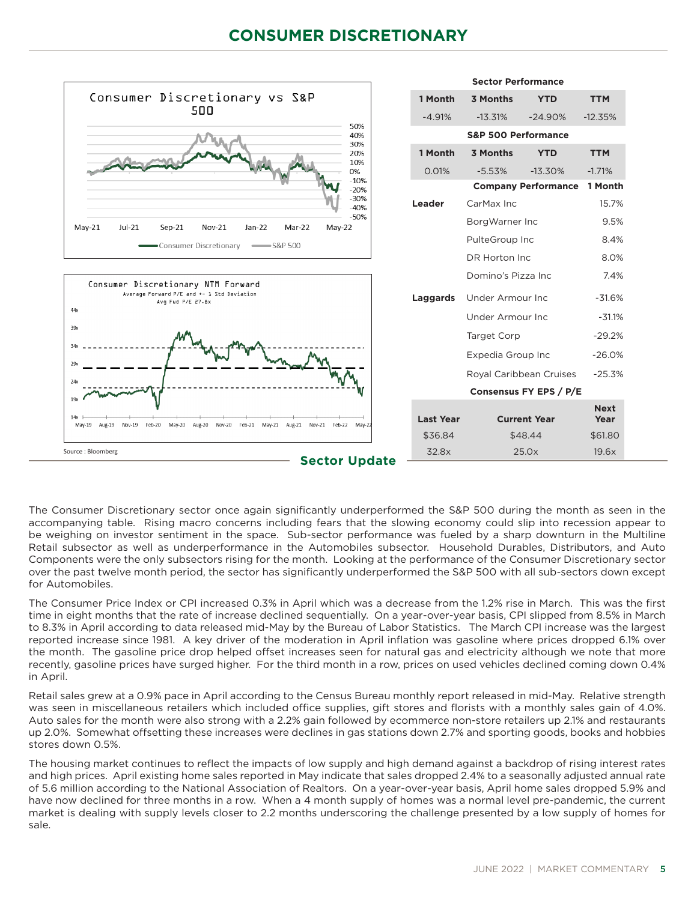# CONSUMER DISCRETIONARY

Consumer Discretionary vs S&P 500

Consumer Discretionary NTM Forward
Average Forward P/E and +- 1 Std Deviation
Avg Fwd P/E 27.8x

Source : Bloomberg

| Sector Performance | | | |
|---|---|---|---|
| **1 Month** | **3 Months** | **YTD** | **TTM** |
| -4.91% | -13.31% | -24.90% | -12.35% |

| S&P 500 Performance | | | |
|---|---|---|---|
| **1 Month** | **3 Months** | **YTD** | **TTM** |
| 0.01% | -5.53% | -13.30% | -1.71% |

| | Company Performance | 1 Month |
|---|---|---|
| **Leader** | CarMax Inc | 15.7% |
| | BorgWarner Inc | 9.5% |
| | PulteGroup Inc | 8.4% |
| | DR Horton Inc | 8.0% |
| | Domino's Pizza Inc | 7.4% |
| **Laggards** | Under Armour Inc | -31.6% |
| | Under Armour Inc | -31.1% |
| | Target Corp | -29.2% |
| | Expedia Group Inc | -26.0% |
| | Royal Caribbean Cruises | -25.3% |

| Consensus FY EPS / P/E | | |
|---|---|---|
| **Last Year** | **Current Year** | **Next Year** |
| $36.84 | $48.44 | $61.80 |
| 32.8x | 25.0x | 19.6x |

## Sector Update

The Consumer Discretionary sector once again significantly underperformed the S&P 500 during the month as seen in the accompanying table. Rising macro concerns including fears that the slowing economy could slip into recession appear to be weighing on investor sentiment in the space. Sub-sector performance was fueled by a sharp downturn in the Multiline Retail subsector as well as underperformance in the Automobiles subsector. Household Durables, Distributors, and Auto Components were the only subsectors rising for the month. Looking at the performance of the Consumer Discretionary sector over the past twelve month period, the sector has significantly underperformed the S&P 500 with all sub-sectors down except for Automobiles.

The Consumer Price Index or CPI increased 0.3% in April which was a decrease from the 1.2% rise in March. This was the first time in eight months that the rate of increase declined sequentially. On a year-over-year basis, CPI slipped from 8.5% in March to 8.3% in April according to data released mid-May by the Bureau of Labor Statistics. The March CPI increase was the largest reported increase since 1981. A key driver of the moderation in April inflation was gasoline where prices dropped 6.1% over the month. The gasoline price drop helped offset increases seen for natural gas and electricity although we note that more recently, gasoline prices have surged higher. For the third month in a row, prices on used vehicles declined coming down 0.4% in April.

Retail sales grew at a 0.9% pace in April according to the Census Bureau monthly report released in mid-May. Relative strength was seen in miscellaneous retailers which included office supplies, gift stores and florists with a monthly sales gain of 4.0%. Auto sales for the month were also strong with a 2.2% gain followed by ecommerce non-store retailers up 2.1% and restaurants up 2.0%. Somewhat offsetting these increases were declines in gas stations down 2.7% and sporting goods, books and hobbies stores down 0.5%.

The housing market continues to reflect the impacts of low supply and high demand against a backdrop of rising interest rates and high prices. April existing home sales reported in May indicate that sales dropped 2.4% to a seasonally adjusted annual rate of 5.6 million according to the National Association of Realtors. On a year-over-year basis, April home sales dropped 5.9% and have now declined for three months in a row. When a 4 month supply of homes was a normal level pre-pandemic, the current market is dealing with supply levels closer to 2.2 months underscoring the challenge presented by a low supply of homes for sale.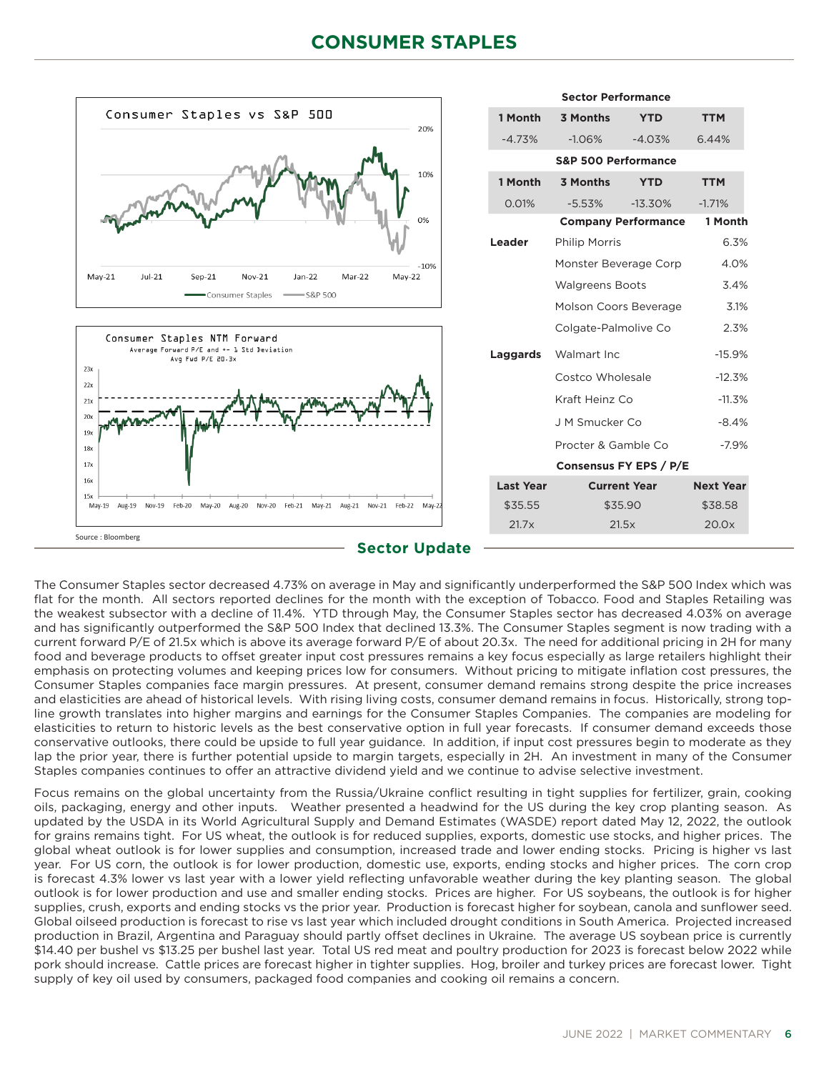# CONSUMER STAPLES

**Consumer Staples vs S&P 500**

**Consumer Staples NTM Forward**
Average Forward P/E and +- 1 Std Deviation
Avg Fwd P/E 20.3x

Source : Bloomberg

| Sector Performance | | | |
|---|---|---|---|
| **1 Month** | **3 Months** | **YTD** | **TTM** |
| -4.73% | -1.06% | -4.03% | 6.44% |

| S&P 500 Performance | | | |
|---|---|---|---|
| **1 Month** | **3 Months** | **YTD** | **TTM** |
| 0.01% | -5.53% | -13.30% | -1.71% |

| | Company Performance | 1 Month |
|---|---|---|
| **Leader** | Philip Morris | 6.3% |
| | Monster Beverage Corp | 4.0% |
| | Walgreens Boots | 3.4% |
| | Molson Coors Beverage | 3.1% |
| | Colgate-Palmolive Co | 2.3% |
| **Laggards** | Walmart Inc | -15.9% |
| | Costco Wholesale | -12.3% |
| | Kraft Heinz Co | -11.3% |
| | J M Smucker Co | -8.4% |
| | Procter & Gamble Co | -7.9% |

| Consensus FY EPS / P/E | | |
|---|---|---|
| **Last Year** | **Current Year** | **Next Year** |
| $35.55 | $35.90 | $38.58 |
| 21.7x | 21.5x | 20.0x |

## Sector Update

The Consumer Staples sector decreased 4.73% on average in May and significantly underperformed the S&P 500 Index which was flat for the month. All sectors reported declines for the month with the exception of Tobacco. Food and Staples Retailing was the weakest subsector with a decline of 11.4%. YTD through May, the Consumer Staples sector has decreased 4.03% on average and has significantly outperformed the S&P 500 Index that declined 13.3%. The Consumer Staples segment is now trading with a current forward P/E of 21.5x which is above its average forward P/E of about 20.3x. The need for additional pricing in 2H for many food and beverage products to offset greater input cost pressures remains a key focus especially as large retailers highlight their emphasis on protecting volumes and keeping prices low for consumers. Without pricing to mitigate inflation cost pressures, the Consumer Staples companies face margin pressures. At present, consumer demand remains strong despite the price increases and elasticities are ahead of historical levels. With rising living costs, consumer demand remains in focus. Historically, strong top-line growth translates into higher margins and earnings for the Consumer Staples Companies. The companies are modeling for elasticities to return to historic levels as the best conservative option in full year forecasts. If consumer demand exceeds those conservative outlooks, there could be upside to full year guidance. In addition, if input cost pressures begin to moderate as they lap the prior year, there is further potential upside to margin targets, especially in 2H. An investment in many of the Consumer Staples companies continues to offer an attractive dividend yield and we continue to advise selective investment.

Focus remains on the global uncertainty from the Russia/Ukraine conflict resulting in tight supplies for fertilizer, grain, cooking oils, packaging, energy and other inputs. Weather presented a headwind for the US during the key crop planting season. As updated by the USDA in its World Agricultural Supply and Demand Estimates (WASDE) report dated May 12, 2022, the outlook for grains remains tight. For US wheat, the outlook is for reduced supplies, exports, domestic use stocks, and higher prices. The global wheat outlook is for lower supplies and consumption, increased trade and lower ending stocks. Pricing is higher vs last year. For US corn, the outlook is for lower production, domestic use, exports, ending stocks and higher prices. The corn crop is forecast 4.3% lower vs last year with a lower yield reflecting unfavorable weather during the key planting season. The global outlook is for lower production and use and smaller ending stocks. Prices are higher. For US soybeans, the outlook is for higher supplies, crush, exports and ending stocks vs the prior year. Production is forecast higher for soybean, canola and sunflower seed. Global oilseed production is forecast to rise vs last year which included drought conditions in South America. Projected increased production in Brazil, Argentina and Paraguay should partly offset declines in Ukraine. The average US soybean price is currently $14.40 per bushel vs $13.25 per bushel last year. Total US red meat and poultry production for 2023 is forecast below 2022 while pork should increase. Cattle prices are forecast higher in tighter supplies. Hog, broiler and turkey prices are forecast lower. Tight supply of key oil used by consumers, packaged food companies and cooking oil remains a concern.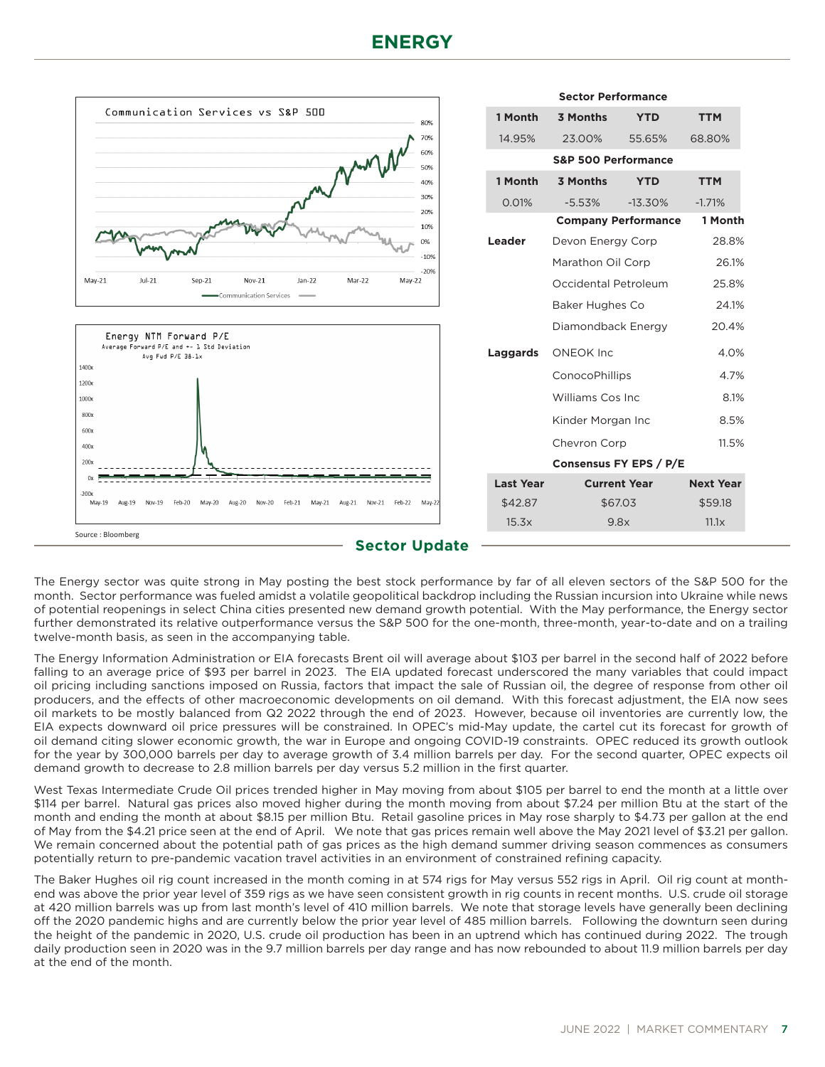# ENERGY

| Sector Performance | | | |
|---|---|---|---|
| 1 Month | 3 Months | YTD | TTM |
| 14.95% | 23.00% | 55.65% | 68.80% |

| S&P 500 Performance | | | |
|---|---|---|---|
| 1 Month | 3 Months | YTD | TTM |
| 0.01% | -5.53% | -13.30% | -1.71% |

| | Company Performance | 1 Month |
|---|---|---|
| Leader | Devon Energy Corp | 28.8% |
| | Marathon Oil Corp | 26.1% |
| | Occidental Petroleum | 25.8% |
| | Baker Hughes Co | 24.1% |
| | Diamondback Energy | 20.4% |
| Laggards | ONEOK Inc | 4.0% |
| | ConocoPhillips | 4.7% |
| | Williams Cos Inc | 8.1% |
| | Kinder Morgan Inc | 8.5% |
| | Chevron Corp | 11.5% |

| Consensus FY EPS / P/E | | |
|---|---|---|
| Last Year | Current Year | Next Year |
| $42.87 | $67.03 | $59.18 |
| 15.3x | 9.8x | 11.1x |

Source : Bloomberg

## Sector Update

The Energy sector was quite strong in May posting the best stock performance by far of all eleven sectors of the S&P 500 for the month. Sector performance was fueled amidst a volatile geopolitical backdrop including the Russian incursion into Ukraine while news of potential reopenings in select China cities presented new demand growth potential. With the May performance, the Energy sector further demonstrated its relative outperformance versus the S&P 500 for the one-month, three-month, year-to-date and on a trailing twelve-month basis, as seen in the accompanying table.

The Energy Information Administration or EIA forecasts Brent oil will average about $103 per barrel in the second half of 2022 before falling to an average price of $93 per barrel in 2023. The EIA updated forecast underscored the many variables that could impact oil pricing including sanctions imposed on Russia, factors that impact the sale of Russian oil, the degree of response from other oil producers, and the effects of other macroeconomic developments on oil demand. With this forecast adjustment, the EIA now sees oil markets to be mostly balanced from Q2 2022 through the end of 2023. However, because oil inventories are currently low, the EIA expects downward oil price pressures will be constrained. In OPEC's mid-May update, the cartel cut its forecast for growth of oil demand citing slower economic growth, the war in Europe and ongoing COVID-19 constraints. OPEC reduced its growth outlook for the year by 300,000 barrels per day to average growth of 3.4 million barrels per day. For the second quarter, OPEC expects oil demand growth to decrease to 2.8 million barrels per day versus 5.2 million in the first quarter.

West Texas Intermediate Crude Oil prices trended higher in May moving from about $105 per barrel to end the month at a little over $114 per barrel. Natural gas prices also moved higher during the month moving from about $7.24 per million Btu at the start of the month and ending the month at about $8.15 per million Btu. Retail gasoline prices in May rose sharply to $4.73 per gallon at the end of May from the $4.21 price seen at the end of April. We note that gas prices remain well above the May 2021 level of $3.21 per gallon. We remain concerned about the potential path of gas prices as the high demand summer driving season commences as consumers potentially return to pre-pandemic vacation travel activities in an environment of constrained refining capacity.

The Baker Hughes oil rig count increased in the month coming in at 574 rigs for May versus 552 rigs in April. Oil rig count at month-end was above the prior year level of 359 rigs as we have seen consistent growth in rig counts in recent months. U.S. crude oil storage at 420 million barrels was up from last month's level of 410 million barrels. We note that storage levels have generally been declining off the 2020 pandemic highs and are currently below the prior year level of 485 million barrels. Following the downturn seen during the height of the pandemic in 2020, U.S. crude oil production has been in an uptrend which has continued during 2022. The trough daily production seen in 2020 was in the 9.7 million barrels per day range and has now rebounded to about 11.9 million barrels per day at the end of the month.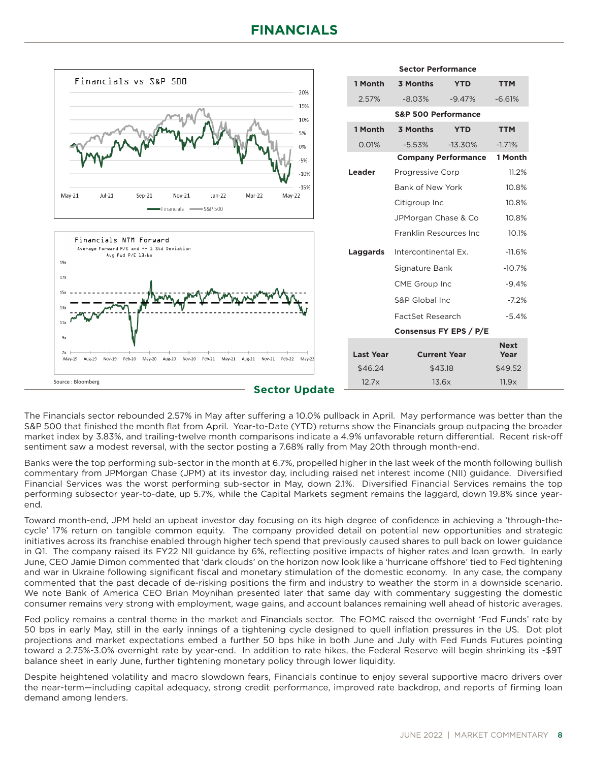# FINANCIALS

**Sector Performance**

| 1 Month | 3 Months | YTD | TTM |
|---|---|---|---|
| 2.57% | -8.03% | -9.47% | -6.61% |

**S&P 500 Performance**

| 1 Month | 3 Months | YTD | TTM |
|---|---|---|---|
| 0.01% | -5.53% | -13.30% | -1.71% |

| | Company Performance | 1 Month |
|---|---|---|
| **Leader** | Progressive Corp | 11.2% |
| | Bank of New York | 10.8% |
| | Citigroup Inc | 10.8% |
| | JPMorgan Chase & Co | 10.8% |
| | Franklin Resources Inc | 10.1% |
| **Laggards** | Intercontinental Ex. | -11.6% |
| | Signature Bank | -10.7% |
| | CME Group Inc | -9.4% |
| | S&P Global Inc | -7.2% |
| | FactSet Research | -5.4% |

**Consensus FY EPS / P/E**

| Last Year | Current Year | Next Year |
|---|---|---|
| $46.24 | $43.18 | $49.52 |
| 12.7x | 13.6x | 11.9x |

Source : Bloomberg

## Sector Update

The Financials sector rebounded 2.57% in May after suffering a 10.0% pullback in April. May performance was better than the S&P 500 that finished the month flat from April. Year-to-Date (YTD) returns show the Financials group outpacing the broader market index by 3.83%, and trailing-twelve month comparisons indicate a 4.9% unfavorable return differential. Recent risk-off sentiment saw a modest reversal, with the sector posting a 7.68% rally from May 20th through month-end.

Banks were the top performing sub-sector in the month at 6.7%, propelled higher in the last week of the month following bullish commentary from JPMorgan Chase (JPM) at its investor day, including raised net interest income (NII) guidance. Diversified Financial Services was the worst performing sub-sector in May, down 2.1%. Diversified Financial Services remains the top performing subsector year-to-date, up 5.7%, while the Capital Markets segment remains the laggard, down 19.8% since year-end.

Toward month-end, JPM held an upbeat investor day focusing on its high degree of confidence in achieving a 'through-the-cycle' 17% return on tangible common equity. The company provided detail on potential new opportunities and strategic initiatives across its franchise enabled through higher tech spend that previously caused shares to pull back on lower guidance in Q1. The company raised its FY22 NII guidance by 6%, reflecting positive impacts of higher rates and loan growth. In early June, CEO Jamie Dimon commented that 'dark clouds' on the horizon now look like a 'hurricane offshore' tied to Fed tightening and war in Ukraine following significant fiscal and monetary stimulation of the domestic economy. In any case, the company commented that the past decade of de-risking positions the firm and industry to weather the storm in a downside scenario. We note Bank of America CEO Brian Moynihan presented later that same day with commentary suggesting the domestic consumer remains very strong with employment, wage gains, and account balances remaining well ahead of historic averages.

Fed policy remains a central theme in the market and Financials sector. The FOMC raised the overnight 'Fed Funds' rate by 50 bps in early May, still in the early innings of a tightening cycle designed to quell inflation pressures in the US. Dot plot projections and market expectations embed a further 50 bps hike in both June and July with Fed Funds Futures pointing toward a 2.75%-3.0% overnight rate by year-end. In addition to rate hikes, the Federal Reserve will begin shrinking its ~$9T balance sheet in early June, further tightening monetary policy through lower liquidity.

Despite heightened volatility and macro slowdown fears, Financials continue to enjoy several supportive macro drivers over the near-term—including capital adequacy, strong credit performance, improved rate backdrop, and reports of firming loan demand among lenders.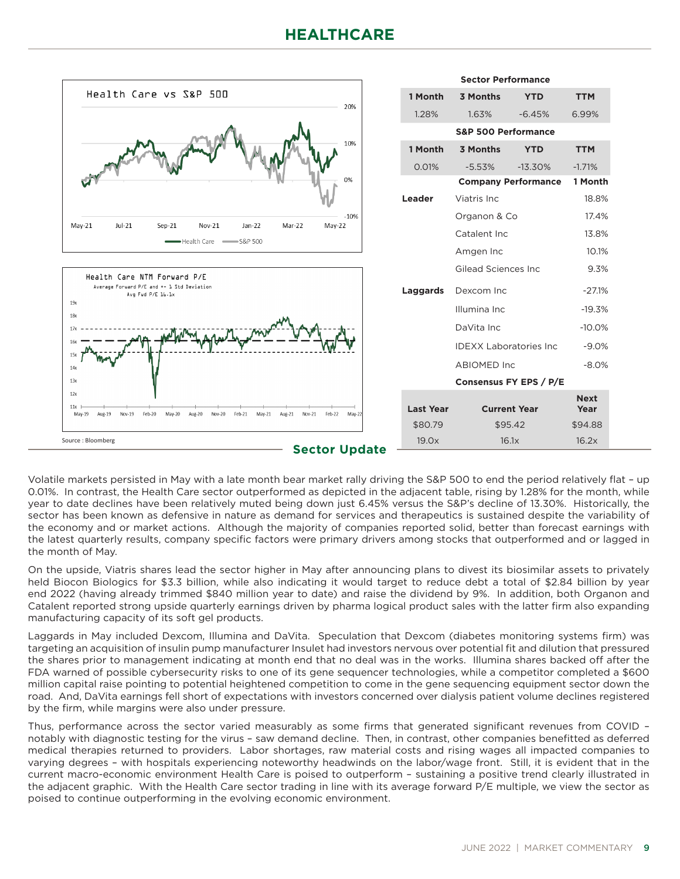# HEALTHCARE

**Sector Performance**

| 1 Month | 3 Months | YTD | TTM |
|---|---|---|---|
| 1.28% | 1.63% | -6.45% | 6.99% |

**S&P 500 Performance**

| 1 Month | 3 Months | YTD | TTM |
|---|---|---|---|
| 0.01% | -5.53% | -13.30% | -1.71% |

| | Company Performance | 1 Month |
|---|---|---|
| **Leader** | Viatris Inc | 18.8% |
| | Organon & Co | 17.4% |
| | Catalent Inc | 13.8% |
| | Amgen Inc | 10.1% |
| | Gilead Sciences Inc | 9.3% |
| **Laggards** | Dexcom Inc | -27.1% |
| | Illumina Inc | -19.3% |
| | DaVita Inc | -10.0% |
| | IDEXX Laboratories Inc | -9.0% |
| | ABIOMED Inc | -8.0% |

**Consensus FY EPS / P/E**

| Last Year | Current Year | Next Year |
|---|---|---|
| $80.79 | $95.42 | $94.88 |
| 19.0x | 16.1x | 16.2x |

Source : Bloomberg

## Sector Update

Volatile markets persisted in May with a late month bear market rally driving the S&P 500 to end the period relatively flat – up 0.01%. In contrast, the Health Care sector outperformed as depicted in the adjacent table, rising by 1.28% for the month, while year to date declines have been relatively muted being down just 6.45% versus the S&P's decline of 13.30%. Historically, the sector has been known as defensive in nature as demand for services and therapeutics is sustained despite the variability of the economy and or market actions. Although the majority of companies reported solid, better than forecast earnings with the latest quarterly results, company specific factors were primary drivers among stocks that outperformed and or lagged in the month of May.

On the upside, Viatris shares lead the sector higher in May after announcing plans to divest its biosimilar assets to privately held Biocon Biologics for $3.3 billion, while also indicating it would target to reduce debt a total of $2.84 billion by year end 2022 (having already trimmed $840 million year to date) and raise the dividend by 9%. In addition, both Organon and Catalent reported strong upside quarterly earnings driven by pharma logical product sales with the latter firm also expanding manufacturing capacity of its soft gel products.

Laggards in May included Dexcom, Illumina and DaVita. Speculation that Dexcom (diabetes monitoring systems firm) was targeting an acquisition of insulin pump manufacturer Insulet had investors nervous over potential fit and dilution that pressured the shares prior to management indicating at month end that no deal was in the works. Illumina shares backed off after the FDA warned of possible cybersecurity risks to one of its gene sequencer technologies, while a competitor completed a $600 million capital raise pointing to potential heightened competition to come in the gene sequencing equipment sector down the road. And, DaVita earnings fell short of expectations with investors concerned over dialysis patient volume declines registered by the firm, while margins were also under pressure.

Thus, performance across the sector varied measurably as some firms that generated significant revenues from COVID – notably with diagnostic testing for the virus – saw demand decline. Then, in contrast, other companies benefitted as deferred medical therapies returned to providers. Labor shortages, raw material costs and rising wages all impacted companies to varying degrees – with hospitals experiencing noteworthy headwinds on the labor/wage front. Still, it is evident that in the current macro-economic environment Health Care is poised to outperform – sustaining a positive trend clearly illustrated in the adjacent graphic. With the Health Care sector trading in line with its average forward P/E multiple, we view the sector as poised to continue outperforming in the evolving economic environment.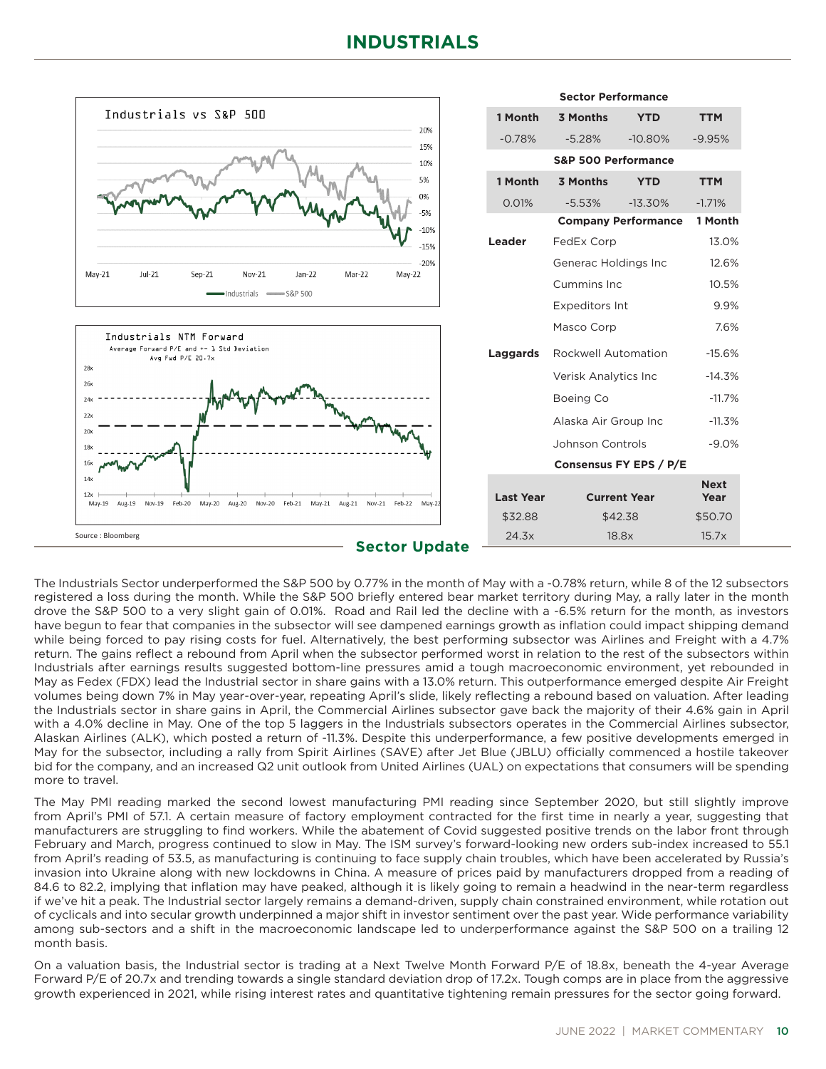# INDUSTRIALS

Industrials vs S&P 500

Industrials NTM Forward

Average Forward P/E and +- 1 Std Deviation

Avg Fwd P/E 20.7x

Source : Bloomberg

| Sector Performance | | | |
|---|---|---|---|
| **1 Month** | **3 Months** | **YTD** | **TTM** |
| -0.78% | -5.28% | -10.80% | -9.95% |

| S&P 500 Performance | | | |
|---|---|---|---|
| **1 Month** | **3 Months** | **YTD** | **TTM** |
| 0.01% | -5.53% | -13.30% | -1.71% |

| | Company Performance | 1 Month |
|---|---|---|
| **Leader** | FedEx Corp | 13.0% |
| | Generac Holdings Inc | 12.6% |
| | Cummins Inc | 10.5% |
| | Expeditors Int | 9.9% |
| | Masco Corp | 7.6% |
| **Laggards** | Rockwell Automation | -15.6% |
| | Verisk Analytics Inc | -14.3% |
| | Boeing Co | -11.7% |
| | Alaska Air Group Inc | -11.3% |
| | Johnson Controls | -9.0% |

| Consensus FY EPS / P/E | | |
|---|---|---|
| **Last Year** | **Current Year** | **Next Year** |
| $32.88 | $42.38 | $50.70 |
| 24.3x | 18.8x | 15.7x |

## Sector Update

The Industrials Sector underperformed the S&P 500 by 0.77% in the month of May with a -0.78% return, while 8 of the 12 subsectors registered a loss during the month. While the S&P 500 briefly entered bear market territory during May, a rally later in the month drove the S&P 500 to a very slight gain of 0.01%. Road and Rail led the decline with a -6.5% return for the month, as investors have begun to fear that companies in the subsector will see dampened earnings growth as inflation could impact shipping demand while being forced to pay rising costs for fuel. Alternatively, the best performing subsector was Airlines and Freight with a 4.7% return. The gains reflect a rebound from April when the subsector performed worst in relation to the rest of the subsectors within Industrials after earnings results suggested bottom-line pressures amid a tough macroeconomic environment, yet rebounded in May as Fedex (FDX) lead the Industrial sector in share gains with a 13.0% return. This outperformance emerged despite Air Freight volumes being down 7% in May year-over-year, repeating April's slide, likely reflecting a rebound based on valuation. After leading the Industrials sector in share gains in April, the Commercial Airlines subsector gave back the majority of their 4.6% gain in April with a 4.0% decline in May. One of the top 5 laggers in the Industrials subsectors operates in the Commercial Airlines subsector, Alaskan Airlines (ALK), which posted a return of -11.3%. Despite this underperformance, a few positive developments emerged in May for the subsector, including a rally from Spirit Airlines (SAVE) after Jet Blue (JBLU) officially commenced a hostile takeover bid for the company, and an increased Q2 unit outlook from United Airlines (UAL) on expectations that consumers will be spending more to travel.

The May PMI reading marked the second lowest manufacturing PMI reading since September 2020, but still slightly improve from April's PMI of 57.1. A certain measure of factory employment contracted for the first time in nearly a year, suggesting that manufacturers are struggling to find workers. While the abatement of Covid suggested positive trends on the labor front through February and March, progress continued to slow in May. The ISM survey's forward-looking new orders sub-index increased to 55.1 from April's reading of 53.5, as manufacturing is continuing to face supply chain troubles, which have been accelerated by Russia's invasion into Ukraine along with new lockdowns in China. A measure of prices paid by manufacturers dropped from a reading of 84.6 to 82.2, implying that inflation may have peaked, although it is likely going to remain a headwind in the near-term regardless if we've hit a peak. The Industrial sector largely remains a demand-driven, supply chain constrained environment, while rotation out of cyclicals and into secular growth underpinned a major shift in investor sentiment over the past year. Wide performance variability among sub-sectors and a shift in the macroeconomic landscape led to underperformance against the S&P 500 on a trailing 12 month basis.

On a valuation basis, the Industrial sector is trading at a Next Twelve Month Forward P/E of 18.8x, beneath the 4-year Average Forward P/E of 20.7x and trending towards a single standard deviation drop of 17.2x. Tough comps are in place from the aggressive growth experienced in 2021, while rising interest rates and quantitative tightening remain pressures for the sector going forward.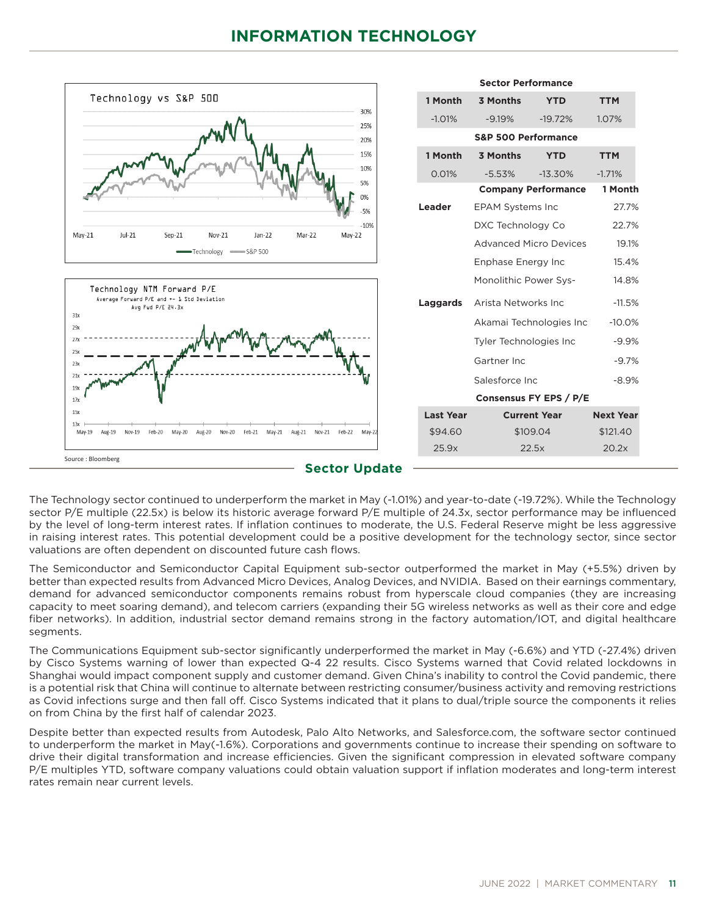# INFORMATION TECHNOLOGY

Technology vs S&P 500

Technology NTM Forward P/E
Average Forward P/E and +- 1 Std Deviation
Avg Fwd P/E 24.3x

Source : Bloomberg

| Sector Performance | | | |
|---|---|---|---|
| **1 Month** | **3 Months** | **YTD** | **TTM** |
| -1.01% | -9.19% | -19.72% | 1.07% |

| S&P 500 Performance | | | |
|---|---|---|---|
| **1 Month** | **3 Months** | **YTD** | **TTM** |
| 0.01% | -5.53% | -13.30% | -1.71% |

| | Company Performance | 1 Month |
|---|---|---|
| **Leader** | EPAM Systems Inc | 27.7% |
| | DXC Technology Co | 22.7% |
| | Advanced Micro Devices | 19.1% |
| | Enphase Energy Inc | 15.4% |
| | Monolithic Power Sys- | 14.8% |
| **Laggards** | Arista Networks Inc | -11.5% |
| | Akamai Technologies Inc | -10.0% |
| | Tyler Technologies Inc | -9.9% |
| | Gartner Inc | -9.7% |
| | Salesforce Inc | -8.9% |

| Consensus FY EPS / P/E | | |
|---|---|---|
| **Last Year** | **Current Year** | **Next Year** |
| $94.60 | $109.04 | $121.40 |
| 25.9x | 22.5x | 20.2x |

## Sector Update

The Technology sector continued to underperform the market in May (-1.01%) and year-to-date (-19.72%). While the Technology sector P/E multiple (22.5x) is below its historic average forward P/E multiple of 24.3x, sector performance may be influenced by the level of long-term interest rates. If inflation continues to moderate, the U.S. Federal Reserve might be less aggressive in raising interest rates. This potential development could be a positive development for the technology sector, since sector valuations are often dependent on discounted future cash flows.

The Semiconductor and Semiconductor Capital Equipment sub-sector outperformed the market in May (+5.5%) driven by better than expected results from Advanced Micro Devices, Analog Devices, and NVIDIA. Based on their earnings commentary, demand for advanced semiconductor components remains robust from hyperscale cloud companies (they are increasing capacity to meet soaring demand), and telecom carriers (expanding their 5G wireless networks as well as their core and edge fiber networks). In addition, industrial sector demand remains strong in the factory automation/IOT, and digital healthcare segments.

The Communications Equipment sub-sector significantly underperformed the market in May (-6.6%) and YTD (-27.4%) driven by Cisco Systems warning of lower than expected Q-4 22 results. Cisco Systems warned that Covid related lockdowns in Shanghai would impact component supply and customer demand. Given China's inability to control the Covid pandemic, there is a potential risk that China will continue to alternate between restricting consumer/business activity and removing restrictions as Covid infections surge and then fall off. Cisco Systems indicated that it plans to dual/triple source the components it relies on from China by the first half of calendar 2023.

Despite better than expected results from Autodesk, Palo Alto Networks, and Salesforce.com, the software sector continued to underperform the market in May(-1.6%). Corporations and governments continue to increase their spending on software to drive their digital transformation and increase efficiencies. Given the significant compression in elevated software company P/E multiples YTD, software company valuations could obtain valuation support if inflation moderates and long-term interest rates remain near current levels.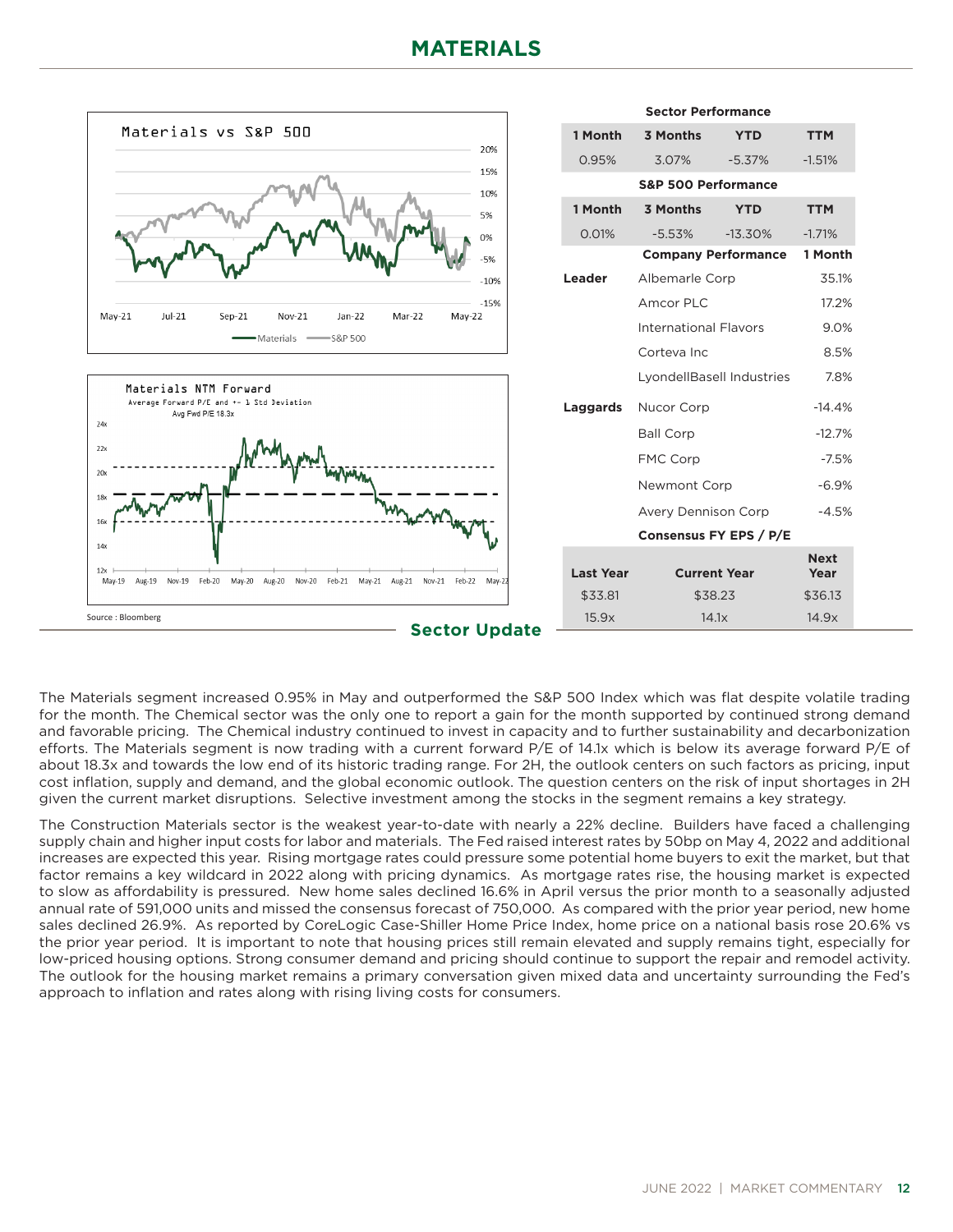# MATERIALS

**Materials vs S&P 500**

**Materials NTM Forward**
Average Forward P/E and +- 1 Std Deviation
Avg Fwd P/E 18.3x

Source : Bloomberg

| | Sector Performance | | |
|---|---|---|---|
| 1 Month | 3 Months | YTD | TTM |
| 0.95% | 3.07% | -5.37% | -1.51% |

| | S&P 500 Performance | | |
|---|---|---|---|
| 1 Month | 3 Months | YTD | TTM |
| 0.01% | -5.53% | -13.30% | -1.71% |

| | Company Performance | 1 Month |
|---|---|---|
| Leader | Albemarle Corp | 35.1% |
| | Amcor PLC | 17.2% |
| | International Flavors | 9.0% |
| | Corteva Inc | 8.5% |
| | LyondellBasell Industries | 7.8% |
| Laggards | Nucor Corp | -14.4% |
| | Ball Corp | -12.7% |
| | FMC Corp | -7.5% |
| | Newmont Corp | -6.9% |
| | Avery Dennison Corp | -4.5% |

| | Consensus FY EPS / P/E | |
|---|---|---|
| Last Year | Current Year | Next Year |
| $33.81 | $38.23 | $36.13 |
| 15.9x | 14.1x | 14.9x |

## Sector Update

The Materials segment increased 0.95% in May and outperformed the S&P 500 Index which was flat despite volatile trading for the month. The Chemical sector was the only one to report a gain for the month supported by continued strong demand and favorable pricing. The Chemical industry continued to invest in capacity and to further sustainability and decarbonization efforts. The Materials segment is now trading with a current forward P/E of 14.1x which is below its average forward P/E of about 18.3x and towards the low end of its historic trading range. For 2H, the outlook centers on such factors as pricing, input cost inflation, supply and demand, and the global economic outlook. The question centers on the risk of input shortages in 2H given the current market disruptions. Selective investment among the stocks in the segment remains a key strategy.

The Construction Materials sector is the weakest year-to-date with nearly a 22% decline. Builders have faced a challenging supply chain and higher input costs for labor and materials. The Fed raised interest rates by 50bp on May 4, 2022 and additional increases are expected this year. Rising mortgage rates could pressure some potential home buyers to exit the market, but that factor remains a key wildcard in 2022 along with pricing dynamics. As mortgage rates rise, the housing market is expected to slow as affordability is pressured. New home sales declined 16.6% in April versus the prior month to a seasonally adjusted annual rate of 591,000 units and missed the consensus forecast of 750,000. As compared with the prior year period, new home sales declined 26.9%. As reported by CoreLogic Case-Shiller Home Price Index, home price on a national basis rose 20.6% vs the prior year period. It is important to note that housing prices still remain elevated and supply remains tight, especially for low-priced housing options. Strong consumer demand and pricing should continue to support the repair and remodel activity. The outlook for the housing market remains a primary conversation given mixed data and uncertainty surrounding the Fed's approach to inflation and rates along with rising living costs for consumers.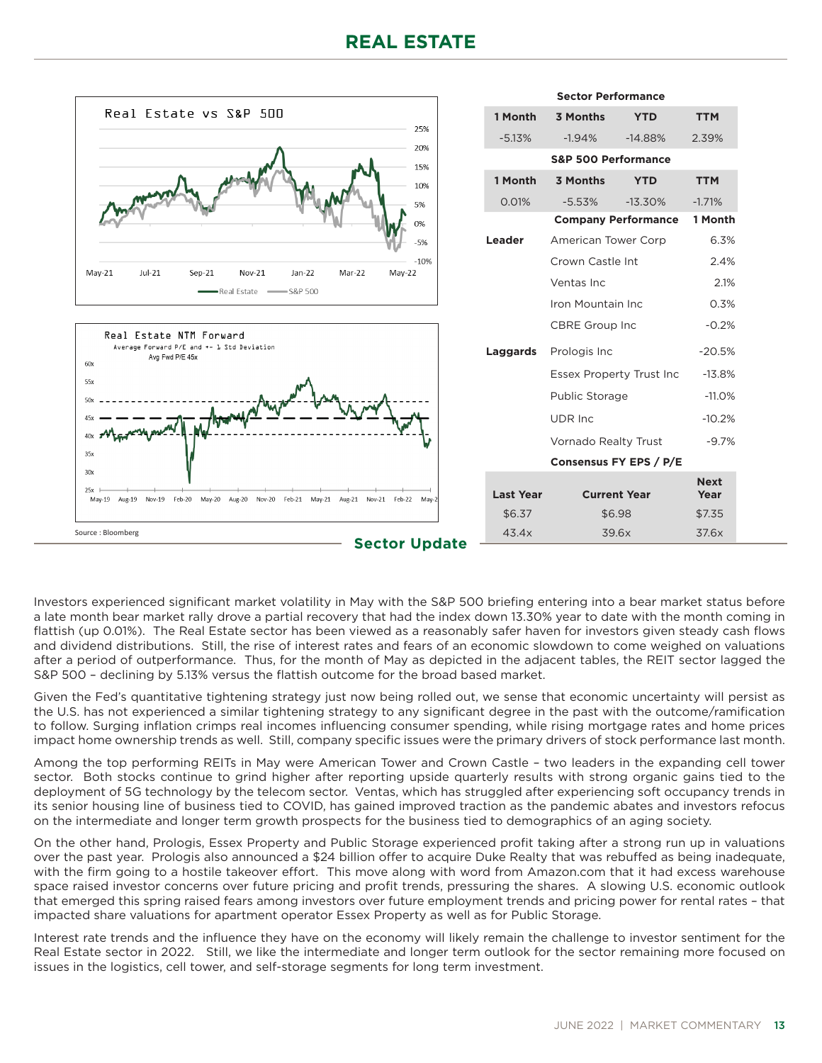# REAL ESTATE

Real Estate vs S&P 500

Real Estate NTM Forward
Average Forward P/E and +- 1 Std Deviation
Avg Fwd P/E 45x

Source : Bloomberg

**Sector Performance**

| 1 Month | 3 Months | YTD | TTM |
|---|---|---|---|
| -5.13% | -1.94% | -14.88% | 2.39% |

**S&P 500 Performance**

| 1 Month | 3 Months | YTD | TTM |
|---|---|---|---|
| 0.01% | -5.53% | -13.30% | -1.71% |

| | Company Performance | 1 Month |
|---|---|---|
| **Leader** | American Tower Corp | 6.3% |
| | Crown Castle Int | 2.4% |
| | Ventas Inc | 2.1% |
| | Iron Mountain Inc | 0.3% |
| | CBRE Group Inc | -0.2% |
| **Laggards** | Prologis Inc | -20.5% |
| | Essex Property Trust Inc | -13.8% |
| | Public Storage | -11.0% |
| | UDR Inc | -10.2% |
| | Vornado Realty Trust | -9.7% |

**Consensus FY EPS / P/E**

| Last Year | Current Year | Next Year |
|---|---|---|
| $6.37 | $6.98 | $7.35 |
| 43.4x | 39.6x | 37.6x |

## Sector Update

Investors experienced significant market volatility in May with the S&P 500 briefing entering into a bear market status before a late month bear market rally drove a partial recovery that had the index down 13.30% year to date with the month coming in flattish (up 0.01%). The Real Estate sector has been viewed as a reasonably safer haven for investors given steady cash flows and dividend distributions. Still, the rise of interest rates and fears of an economic slowdown to come weighed on valuations after a period of outperformance. Thus, for the month of May as depicted in the adjacent tables, the REIT sector lagged the S&P 500 – declining by 5.13% versus the flattish outcome for the broad based market.

Given the Fed's quantitative tightening strategy just now being rolled out, we sense that economic uncertainty will persist as the U.S. has not experienced a similar tightening strategy to any significant degree in the past with the outcome/ramification to follow. Surging inflation crimps real incomes influencing consumer spending, while rising mortgage rates and home prices impact home ownership trends as well. Still, company specific issues were the primary drivers of stock performance last month.

Among the top performing REITs in May were American Tower and Crown Castle – two leaders in the expanding cell tower sector. Both stocks continue to grind higher after reporting upside quarterly results with strong organic gains tied to the deployment of 5G technology by the telecom sector. Ventas, which has struggled after experiencing soft occupancy trends in its senior housing line of business tied to COVID, has gained improved traction as the pandemic abates and investors refocus on the intermediate and longer term growth prospects for the business tied to demographics of an aging society.

On the other hand, Prologis, Essex Property and Public Storage experienced profit taking after a strong run up in valuations over the past year. Prologis also announced a $24 billion offer to acquire Duke Realty that was rebuffed as being inadequate, with the firm going to a hostile takeover effort. This move along with word from Amazon.com that it had excess warehouse space raised investor concerns over future pricing and profit trends, pressuring the shares. A slowing U.S. economic outlook that emerged this spring raised fears among investors over future employment trends and pricing power for rental rates – that impacted share valuations for apartment operator Essex Property as well as for Public Storage.

Interest rate trends and the influence they have on the economy will likely remain the challenge to investor sentiment for the Real Estate sector in 2022. Still, we like the intermediate and longer term outlook for the sector remaining more focused on issues in the logistics, cell tower, and self-storage segments for long term investment.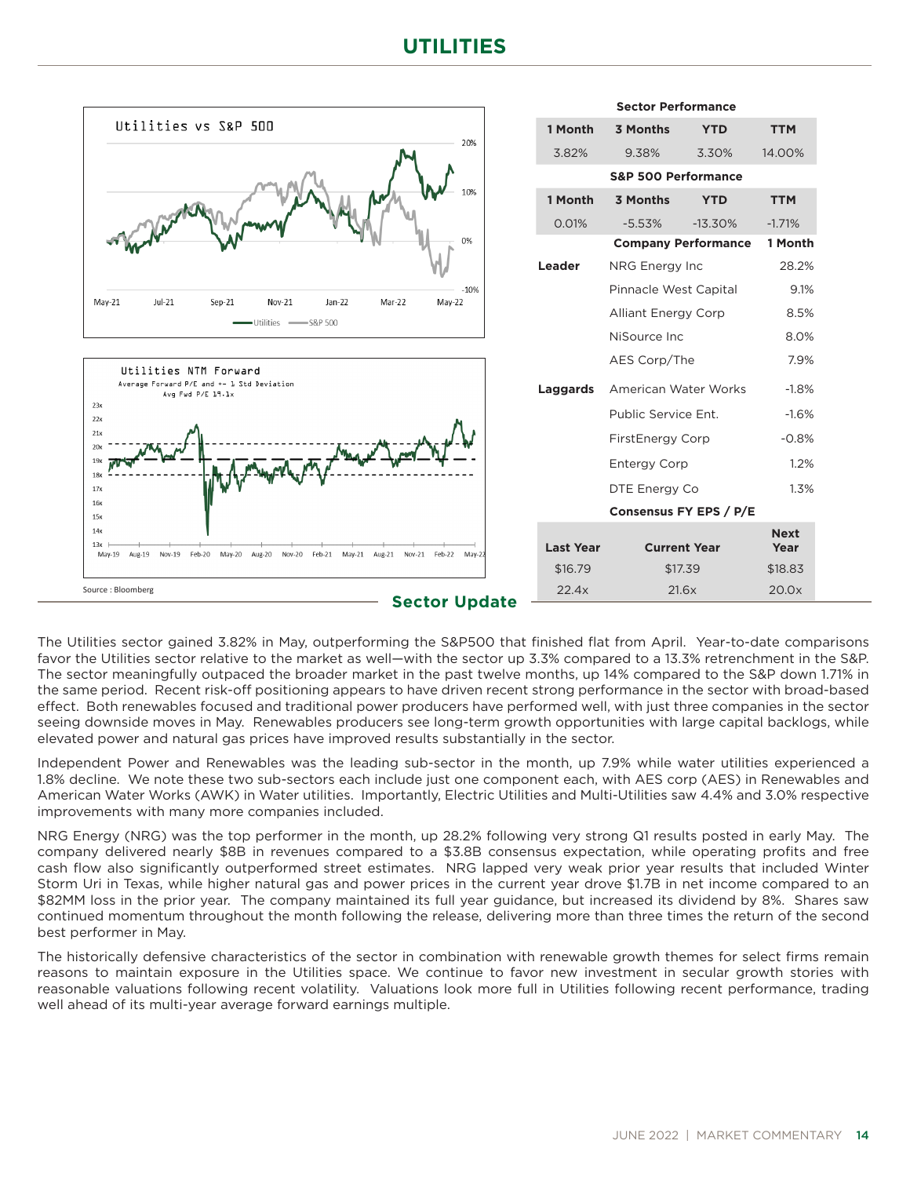# UTILITIES

Utilities vs S&P 500

Utilities NTM Forward

Average Forward P/E and +- 1 Std Deviation

Avg Fwd P/E 19.1x

Source : Bloomberg

| Sector Performance | | | |
|---|---|---|---|
| **1 Month** | **3 Months** | **YTD** | **TTM** |
| 3.82% | 9.38% | 3.30% | 14.00% |

| S&P 500 Performance | | | |
|---|---|---|---|
| **1 Month** | **3 Months** | **YTD** | **TTM** |
| 0.01% | -5.53% | -13.30% | -1.71% |

| | Company Performance | 1 Month |
|---|---|---|
| **Leader** | NRG Energy Inc | 28.2% |
| | Pinnacle West Capital | 9.1% |
| | Alliant Energy Corp | 8.5% |
| | NiSource Inc | 8.0% |
| | AES Corp/The | 7.9% |
| **Laggards** | American Water Works | -1.8% |
| | Public Service Ent. | -1.6% |
| | FirstEnergy Corp | -0.8% |
| | Entergy Corp | 1.2% |
| | DTE Energy Co | 1.3% |

| Consensus FY EPS / P/E | | |
|---|---|---|
| **Last Year** | **Current Year** | **Next Year** |
| $16.79 | $17.39 | $18.83 |
| 22.4x | 21.6x | 20.0x |

## Sector Update

The Utilities sector gained 3.82% in May, outperforming the S&P500 that finished flat from April. Year-to-date comparisons favor the Utilities sector relative to the market as well—with the sector up 3.3% compared to a 13.3% retrenchment in the S&P. The sector meaningfully outpaced the broader market in the past twelve months, up 14% compared to the S&P down 1.71% in the same period. Recent risk-off positioning appears to have driven recent strong performance in the sector with broad-based effect. Both renewables focused and traditional power producers have performed well, with just three companies in the sector seeing downside moves in May. Renewables producers see long-term growth opportunities with large capital backlogs, while elevated power and natural gas prices have improved results substantially in the sector.

Independent Power and Renewables was the leading sub-sector in the month, up 7.9% while water utilities experienced a 1.8% decline. We note these two sub-sectors each include just one component each, with AES corp (AES) in Renewables and American Water Works (AWK) in Water utilities. Importantly, Electric Utilities and Multi-Utilities saw 4.4% and 3.0% respective improvements with many more companies included.

NRG Energy (NRG) was the top performer in the month, up 28.2% following very strong Q1 results posted in early May. The company delivered nearly $8B in revenues compared to a $3.8B consensus expectation, while operating profits and free cash flow also significantly outperformed street estimates. NRG lapped very weak prior year results that included Winter Storm Uri in Texas, while higher natural gas and power prices in the current year drove $1.7B in net income compared to an $82MM loss in the prior year. The company maintained its full year guidance, but increased its dividend by 8%. Shares saw continued momentum throughout the month following the release, delivering more than three times the return of the second best performer in May.

The historically defensive characteristics of the sector in combination with renewable growth themes for select firms remain reasons to maintain exposure in the Utilities space. We continue to favor new investment in secular growth stories with reasonable valuations following recent volatility. Valuations look more full in Utilities following recent performance, trading well ahead of its multi-year average forward earnings multiple.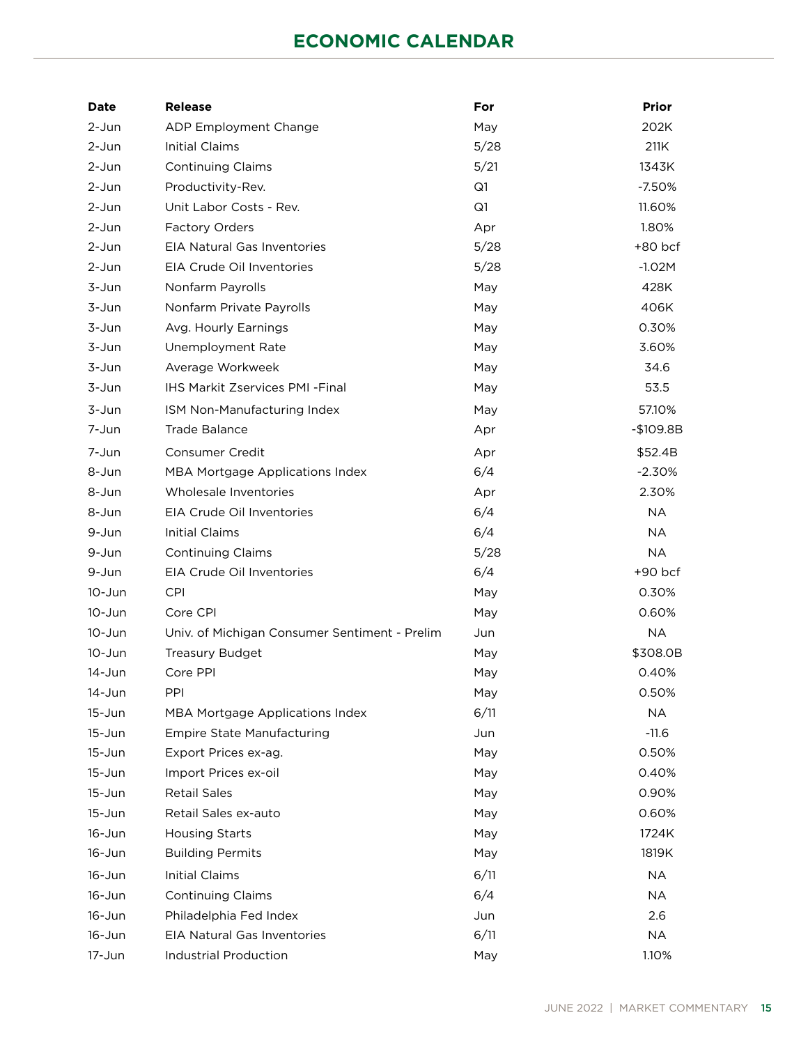# ECONOMIC CALENDAR

| Date | Release | For | Prior |
|---|---|---|---|
| 2-Jun | ADP Employment Change | May | 202K |
| 2-Jun | Initial Claims | 5/28 | 211K |
| 2-Jun | Continuing Claims | 5/21 | 1343K |
| 2-Jun | Productivity-Rev. | Q1 | -7.50% |
| 2-Jun | Unit Labor Costs - Rev. | Q1 | 11.60% |
| 2-Jun | Factory Orders | Apr | 1.80% |
| 2-Jun | EIA Natural Gas Inventories | 5/28 | +80 bcf |
| 2-Jun | EIA Crude Oil Inventories | 5/28 | -1.02M |
| 3-Jun | Nonfarm Payrolls | May | 428K |
| 3-Jun | Nonfarm Private Payrolls | May | 406K |
| 3-Jun | Avg. Hourly Earnings | May | 0.30% |
| 3-Jun | Unemployment Rate | May | 3.60% |
| 3-Jun | Average Workweek | May | 34.6 |
| 3-Jun | IHS Markit Zservices PMI -Final | May | 53.5 |
| 3-Jun | ISM Non-Manufacturing Index | May | 57.10% |
| 7-Jun | Trade Balance | Apr | -$109.8B |
| 7-Jun | Consumer Credit | Apr | $52.4B |
| 8-Jun | MBA Mortgage Applications Index | 6/4 | -2.30% |
| 8-Jun | Wholesale Inventories | Apr | 2.30% |
| 8-Jun | EIA Crude Oil Inventories | 6/4 | NA |
| 9-Jun | Initial Claims | 6/4 | NA |
| 9-Jun | Continuing Claims | 5/28 | NA |
| 9-Jun | EIA Crude Oil Inventories | 6/4 | +90 bcf |
| 10-Jun | CPI | May | 0.30% |
| 10-Jun | Core CPI | May | 0.60% |
| 10-Jun | Univ. of Michigan Consumer Sentiment - Prelim | Jun | NA |
| 10-Jun | Treasury Budget | May | $308.0B |
| 14-Jun | Core PPI | May | 0.40% |
| 14-Jun | PPI | May | 0.50% |
| 15-Jun | MBA Mortgage Applications Index | 6/11 | NA |
| 15-Jun | Empire State Manufacturing | Jun | -11.6 |
| 15-Jun | Export Prices ex-ag. | May | 0.50% |
| 15-Jun | Import Prices ex-oil | May | 0.40% |
| 15-Jun | Retail Sales | May | 0.90% |
| 15-Jun | Retail Sales ex-auto | May | 0.60% |
| 16-Jun | Housing Starts | May | 1724K |
| 16-Jun | Building Permits | May | 1819K |
| 16-Jun | Initial Claims | 6/11 | NA |
| 16-Jun | Continuing Claims | 6/4 | NA |
| 16-Jun | Philadelphia Fed Index | Jun | 2.6 |
| 16-Jun | EIA Natural Gas Inventories | 6/11 | NA |
| 17-Jun | Industrial Production | May | 1.10% |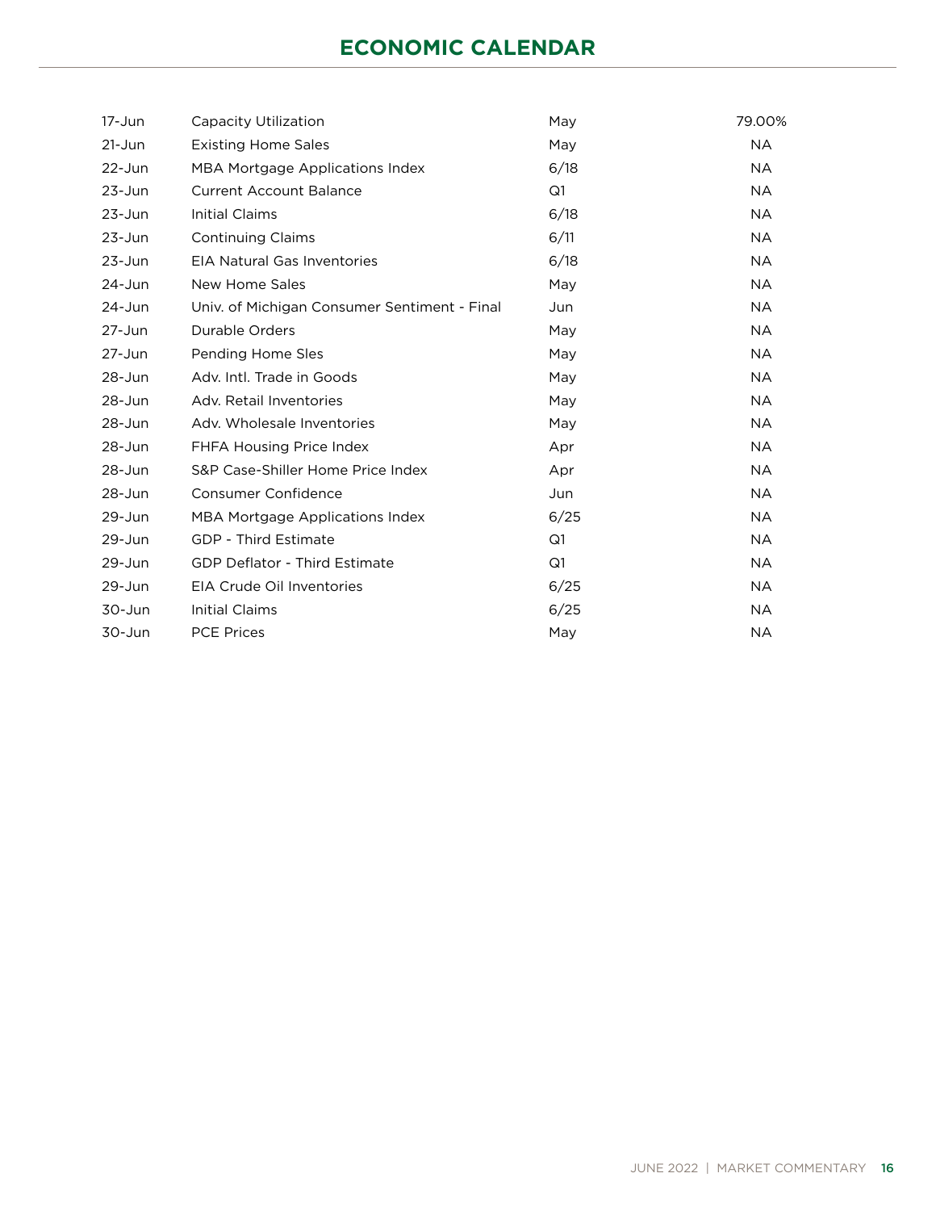# ECONOMIC CALENDAR

| | | | |
|---|---|---|---|
| 17-Jun | Capacity Utilization | May | 79.00% |
| 21-Jun | Existing Home Sales | May | NA |
| 22-Jun | MBA Mortgage Applications Index | 6/18 | NA |
| 23-Jun | Current Account Balance | Q1 | NA |
| 23-Jun | Initial Claims | 6/18 | NA |
| 23-Jun | Continuing Claims | 6/11 | NA |
| 23-Jun | EIA Natural Gas Inventories | 6/18 | NA |
| 24-Jun | New Home Sales | May | NA |
| 24-Jun | Univ. of Michigan Consumer Sentiment - Final | Jun | NA |
| 27-Jun | Durable Orders | May | NA |
| 27-Jun | Pending Home Sles | May | NA |
| 28-Jun | Adv. Intl. Trade in Goods | May | NA |
| 28-Jun | Adv. Retail Inventories | May | NA |
| 28-Jun | Adv. Wholesale Inventories | May | NA |
| 28-Jun | FHFA Housing Price Index | Apr | NA |
| 28-Jun | S&P Case-Shiller Home Price Index | Apr | NA |
| 28-Jun | Consumer Confidence | Jun | NA |
| 29-Jun | MBA Mortgage Applications Index | 6/25 | NA |
| 29-Jun | GDP - Third Estimate | Q1 | NA |
| 29-Jun | GDP Deflator - Third Estimate | Q1 | NA |
| 29-Jun | EIA Crude Oil Inventories | 6/25 | NA |
| 30-Jun | Initial Claims | 6/25 | NA |
| 30-Jun | PCE Prices | May | NA |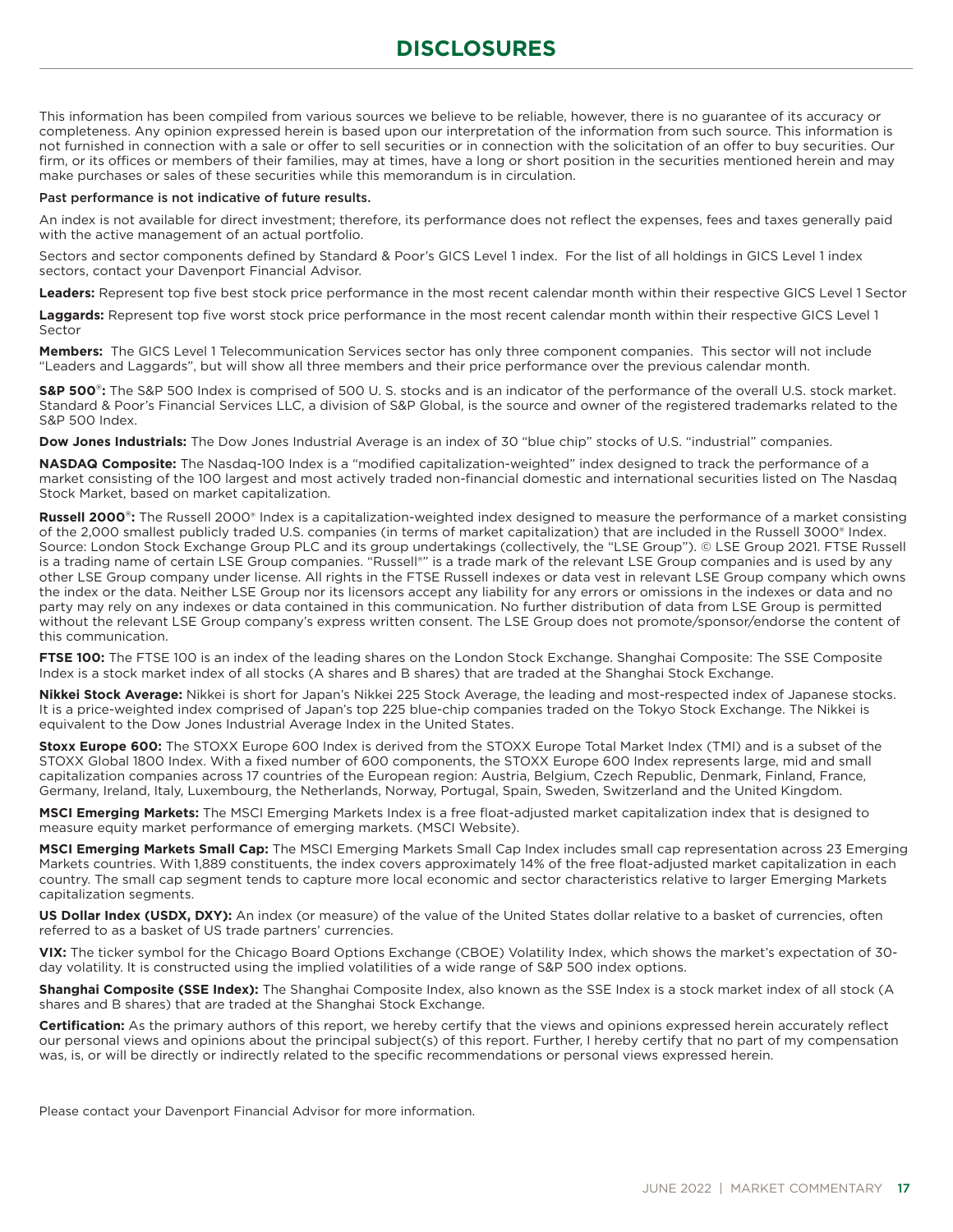# DISCLOSURES

This information has been compiled from various sources we believe to be reliable, however, there is no guarantee of its accuracy or completeness. Any opinion expressed herein is based upon our interpretation of the information from such source. This information is not furnished in connection with a sale or offer to sell securities or in connection with the solicitation of an offer to buy securities. Our firm, or its offices or members of their families, may at times, have a long or short position in the securities mentioned herein and may make purchases or sales of these securities while this memorandum is in circulation.

Past performance is not indicative of future results.

An index is not available for direct investment; therefore, its performance does not reflect the expenses, fees and taxes generally paid with the active management of an actual portfolio.

Sectors and sector components defined by Standard & Poor's GICS Level 1 index. For the list of all holdings in GICS Level 1 index sectors, contact your Davenport Financial Advisor.

**Leaders:** Represent top five best stock price performance in the most recent calendar month within their respective GICS Level 1 Sector

**Laggards:** Represent top five worst stock price performance in the most recent calendar month within their respective GICS Level 1 Sector

**Members:** The GICS Level 1 Telecommunication Services sector has only three component companies. This sector will not include "Leaders and Laggards", but will show all three members and their price performance over the previous calendar month.

**S&P 500®:** The S&P 500 Index is comprised of 500 U. S. stocks and is an indicator of the performance of the overall U.S. stock market. Standard & Poor's Financial Services LLC, a division of S&P Global, is the source and owner of the registered trademarks related to the S&P 500 Index.

**Dow Jones Industrials:** The Dow Jones Industrial Average is an index of 30 "blue chip" stocks of U.S. "industrial" companies.

**NASDAQ Composite:** The Nasdaq-100 Index is a "modified capitalization-weighted" index designed to track the performance of a market consisting of the 100 largest and most actively traded non-financial domestic and international securities listed on The Nasdaq Stock Market, based on market capitalization.

**Russell 2000®:** The Russell 2000® Index is a capitalization-weighted index designed to measure the performance of a market consisting of the 2,000 smallest publicly traded U.S. companies (in terms of market capitalization) that are included in the Russell 3000® Index. Source: London Stock Exchange Group PLC and its group undertakings (collectively, the "LSE Group"). © LSE Group 2021. FTSE Russell is a trading name of certain LSE Group companies. "Russell®" is a trade mark of the relevant LSE Group companies and is used by any other LSE Group company under license. All rights in the FTSE Russell indexes or data vest in relevant LSE Group company which owns the index or the data. Neither LSE Group nor its licensors accept any liability for any errors or omissions in the indexes or data and no party may rely on any indexes or data contained in this communication. No further distribution of data from LSE Group is permitted without the relevant LSE Group company's express written consent. The LSE Group does not promote/sponsor/endorse the content of this communication.

**FTSE 100:** The FTSE 100 is an index of the leading shares on the London Stock Exchange. Shanghai Composite: The SSE Composite Index is a stock market index of all stocks (A shares and B shares) that are traded at the Shanghai Stock Exchange.

**Nikkei Stock Average:** Nikkei is short for Japan's Nikkei 225 Stock Average, the leading and most-respected index of Japanese stocks. It is a price-weighted index comprised of Japan's top 225 blue-chip companies traded on the Tokyo Stock Exchange. The Nikkei is equivalent to the Dow Jones Industrial Average Index in the United States.

**Stoxx Europe 600:** The STOXX Europe 600 Index is derived from the STOXX Europe Total Market Index (TMI) and is a subset of the STOXX Global 1800 Index. With a fixed number of 600 components, the STOXX Europe 600 Index represents large, mid and small capitalization companies across 17 countries of the European region: Austria, Belgium, Czech Republic, Denmark, Finland, France, Germany, Ireland, Italy, Luxembourg, the Netherlands, Norway, Portugal, Spain, Sweden, Switzerland and the United Kingdom.

**MSCI Emerging Markets:** The MSCI Emerging Markets Index is a free float-adjusted market capitalization index that is designed to measure equity market performance of emerging markets. (MSCI Website).

**MSCI Emerging Markets Small Cap:** The MSCI Emerging Markets Small Cap Index includes small cap representation across 23 Emerging Markets countries. With 1,889 constituents, the index covers approximately 14% of the free float-adjusted market capitalization in each country. The small cap segment tends to capture more local economic and sector characteristics relative to larger Emerging Markets capitalization segments.

**US Dollar Index (USDX, DXY):** An index (or measure) of the value of the United States dollar relative to a basket of currencies, often referred to as a basket of US trade partners' currencies.

**VIX:** The ticker symbol for the Chicago Board Options Exchange (CBOE) Volatility Index, which shows the market's expectation of 30-day volatility. It is constructed using the implied volatilities of a wide range of S&P 500 index options.

**Shanghai Composite (SSE Index):** The Shanghai Composite Index, also known as the SSE Index is a stock market index of all stock (A shares and B shares) that are traded at the Shanghai Stock Exchange.

**Certification:** As the primary authors of this report, we hereby certify that the views and opinions expressed herein accurately reflect our personal views and opinions about the principal subject(s) of this report. Further, I hereby certify that no part of my compensation was, is, or will be directly or indirectly related to the specific recommendations or personal views expressed herein.

Please contact your Davenport Financial Advisor for more information.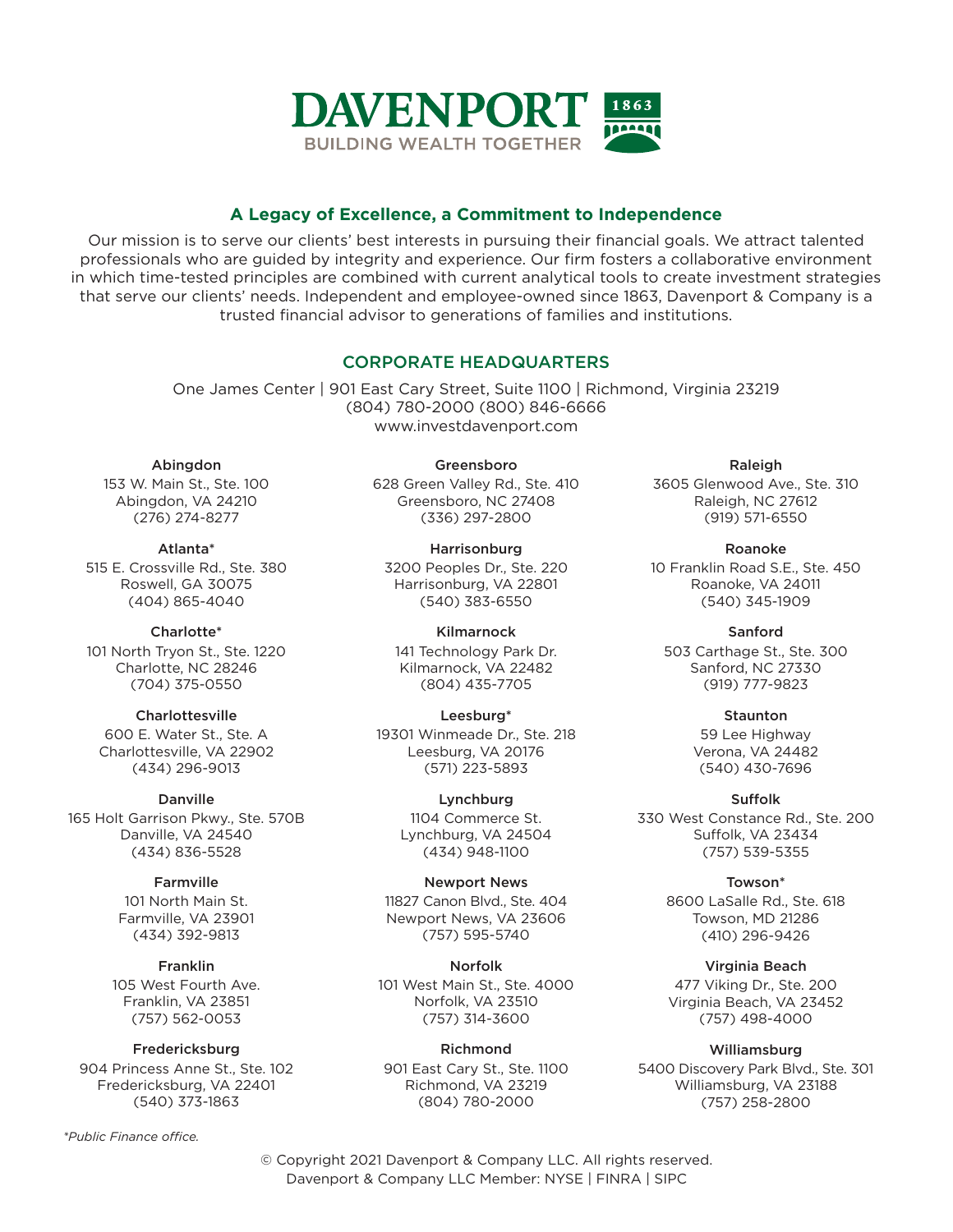# DAVENPORT

BUILDING WEALTH TOGETHER

1863

## A Legacy of Excellence, a Commitment to Independence

Our mission is to serve our clients' best interests in pursuing their financial goals. We attract talented professionals who are guided by integrity and experience. Our firm fosters a collaborative environment in which time-tested principles are combined with current analytical tools to create investment strategies that serve our clients' needs. Independent and employee-owned since 1863, Davenport & Company is a trusted financial advisor to generations of families and institutions.

## CORPORATE HEADQUARTERS

One James Center | 901 East Cary Street, Suite 1100 | Richmond, Virginia 23219
(804) 780-2000 (800) 846-6666
www.investdavenport.com

**Abingdon**
153 W. Main St., Ste. 100
Abingdon, VA 24210
(276) 274-8277

**Atlanta***
515 E. Crossville Rd., Ste. 380
Roswell, GA 30075
(404) 865-4040

**Charlotte***
101 North Tryon St., Ste. 1220
Charlotte, NC 28246
(704) 375-0550

**Charlottesville**
600 E. Water St., Ste. A
Charlottesville, VA 22902
(434) 296-9013

**Danville**
165 Holt Garrison Pkwy., Ste. 570B
Danville, VA 24540
(434) 836-5528

**Farmville**
101 North Main St.
Farmville, VA 23901
(434) 392-9813

**Franklin**
105 West Fourth Ave.
Franklin, VA 23851
(757) 562-0053

**Fredericksburg**
904 Princess Anne St., Ste. 102
Fredericksburg, VA 22401
(540) 373-1863

**Greensboro**
628 Green Valley Rd., Ste. 410
Greensboro, NC 27408
(336) 297-2800

**Harrisonburg**
3200 Peoples Dr., Ste. 220
Harrisonburg, VA 22801
(540) 383-6550

**Kilmarnock**
141 Technology Park Dr.
Kilmarnock, VA 22482
(804) 435-7705

**Leesburg***
19301 Winmeade Dr., Ste. 218
Leesburg, VA 20176
(571) 223-5893

**Lynchburg**
1104 Commerce St.
Lynchburg, VA 24504
(434) 948-1100

**Newport News**
11827 Canon Blvd., Ste. 404
Newport News, VA 23606
(757) 595-5740

**Norfolk**
101 West Main St., Ste. 4000
Norfolk, VA 23510
(757) 314-3600

**Richmond**
901 East Cary St., Ste. 1100
Richmond, VA 23219
(804) 780-2000

**Raleigh**
3605 Glenwood Ave., Ste. 310
Raleigh, NC 27612
(919) 571-6550

**Roanoke**
10 Franklin Road S.E., Ste. 450
Roanoke, VA 24011
(540) 345-1909

**Sanford**
503 Carthage St., Ste. 300
Sanford, NC 27330
(919) 777-9823

**Staunton**
59 Lee Highway
Verona, VA 24482
(540) 430-7696

**Suffolk**
330 West Constance Rd., Ste. 200
Suffolk, VA 23434
(757) 539-5355

**Towson***
8600 LaSalle Rd., Ste. 618
Towson, MD 21286
(410) 296-9426

**Virginia Beach**
477 Viking Dr., Ste. 200
Virginia Beach, VA 23452
(757) 498-4000

**Williamsburg**
5400 Discovery Park Blvd., Ste. 301
Williamsburg, VA 23188
(757) 258-2800

*\*Public Finance office.*

© Copyright 2021 Davenport & Company LLC. All rights reserved.
Davenport & Company LLC Member: NYSE | FINRA | SIPC